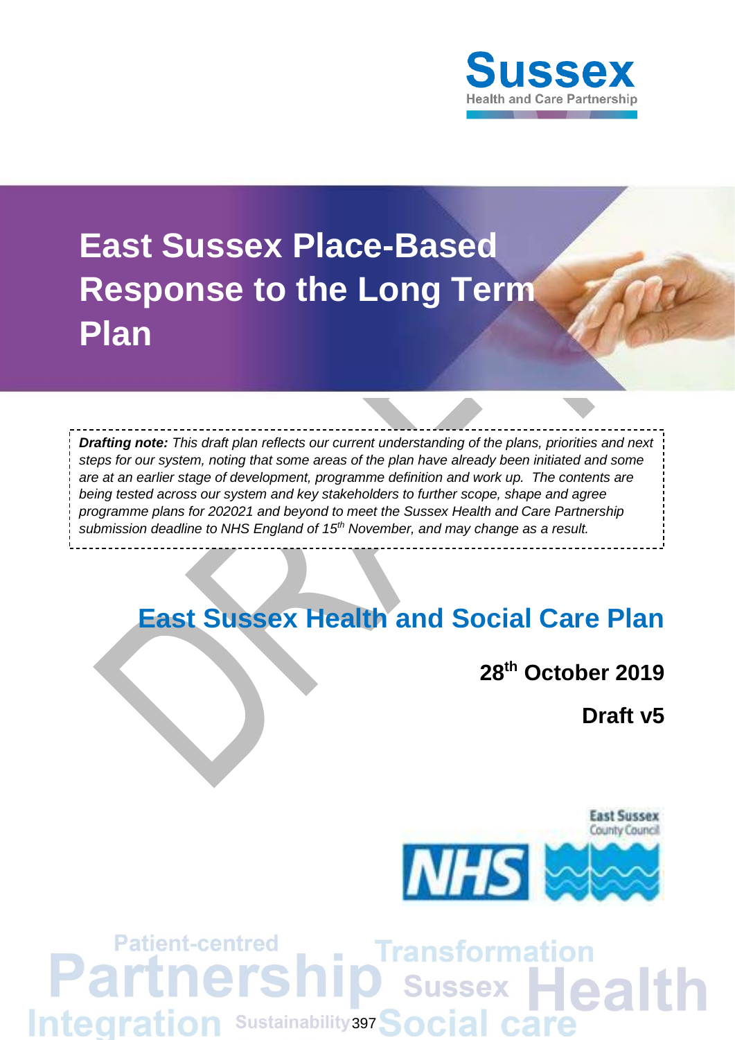# East Sussex Place-Based Response to the Long Term Plan

***Drafting note:*** *This draft plan reflects our current understanding of the plans, priorities and next steps for our system, noting that some areas of the plan have already been initiated and some are at an earlier stage of development, programme definition and work up. The contents are being tested across our system and key stakeholders to further scope, shape and agree programme plans for 202021 and beyond to meet the Sussex Health and Care Partnership submission deadline to NHS England of 15th November, and may change as a result.*

## East Sussex Health and Social Care Plan

**28th October 2019**

**Draft v5**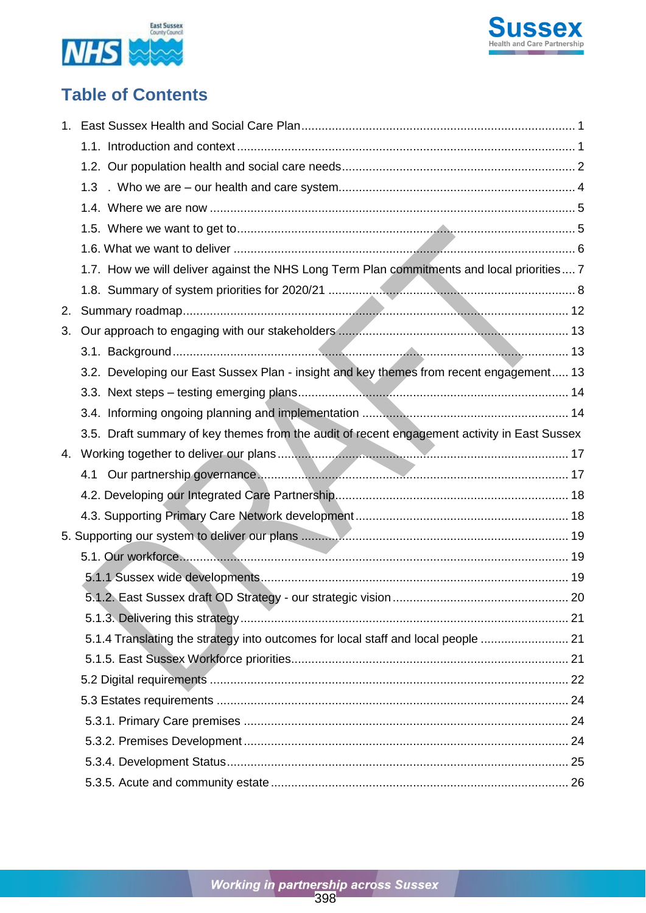# Table of Contents

1. East Sussex Health and Social Care Plan ........................................................................ 1
    - 1.1. Introduction and context ........................................................................ 1
    - 1.2. Our population health and social care needs ........................................................................ 2
    - 1.3 . Who we are – our health and care system ........................................................................ 4
    - 1.4. Where we are now ........................................................................ 5
    - 1.5. Where we want to get to ........................................................................ 5
    - 1.6. What we want to deliver ........................................................................ 6
    - 1.7. How we will deliver against the NHS Long Term Plan commitments and local priorities .... 7
    - 1.8. Summary of system priorities for 2020/21 ........................................................................ 8
2. Summary roadmap ........................................................................ 12
3. Our approach to engaging with our stakeholders ........................................................................ 13
    - 3.1. Background ........................................................................ 13
    - 3.2. Developing our East Sussex Plan - insight and key themes from recent engagement ..... 13
    - 3.3. Next steps – testing emerging plans ........................................................................ 14
    - 3.4. Informing ongoing planning and implementation ........................................................................ 14
    - 3.5. Draft summary of key themes from the audit of recent engagement activity in East Sussex
4. Working together to deliver our plans ........................................................................ 17
    - 4.1 Our partnership governance ........................................................................ 17
    - 4.2. Developing our Integrated Care Partnership ........................................................................ 18
    - 4.3. Supporting Primary Care Network development ........................................................................ 18
5. Supporting our system to deliver our plans ........................................................................ 19
    - 5.1. Our workforce ........................................................................ 19
        - 5.1.1 Sussex wide developments ........................................................................ 19
        - 5.1.2. East Sussex draft OD Strategy - our strategic vision ........................................................................ 20
        - 5.1.3. Delivering this strategy ........................................................................ 21
        - 5.1.4 Translating the strategy into outcomes for local staff and local people .......................... 21
        - 5.1.5. East Sussex Workforce priorities ........................................................................ 21
    - 5.2 Digital requirements ........................................................................ 22
    - 5.3 Estates requirements ........................................................................ 24
        - 5.3.1. Primary Care premises ........................................................................ 24
        - 5.3.2. Premises Development ........................................................................ 24
        - 5.3.4. Development Status ........................................................................ 25
        - 5.3.5. Acute and community estate ........................................................................ 26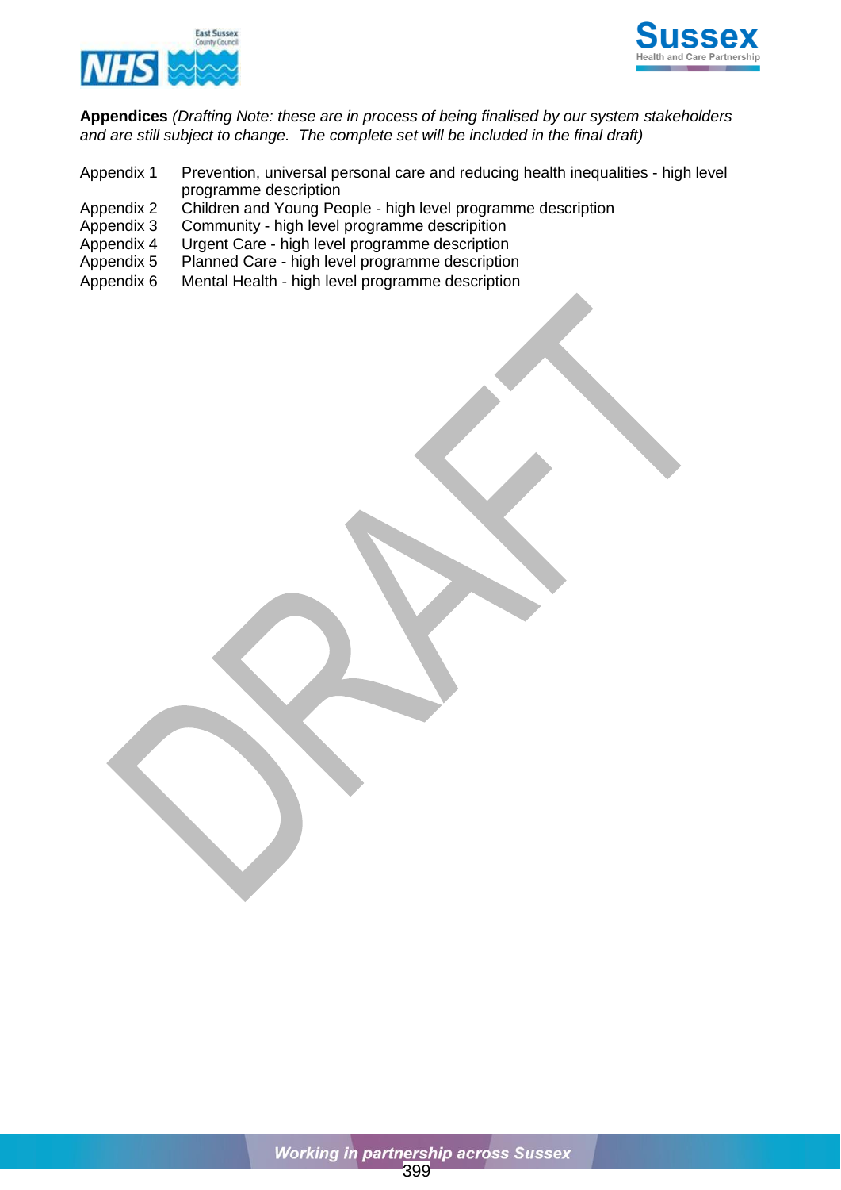**Appendices** *(Drafting Note: these are in process of being finalised by our system stakeholders and are still subject to change. The complete set will be included in the final draft)*

| | |
|---|---|
| Appendix 1 | Prevention, universal personal care and reducing health inequalities - high level programme description |
| Appendix 2 | Children and Young People - high level programme description |
| Appendix 3 | Community - high level programme description |
| Appendix 4 | Urgent Care - high level programme description |
| Appendix 5 | Planned Care - high level programme description |
| Appendix 6 | Mental Health - high level programme description |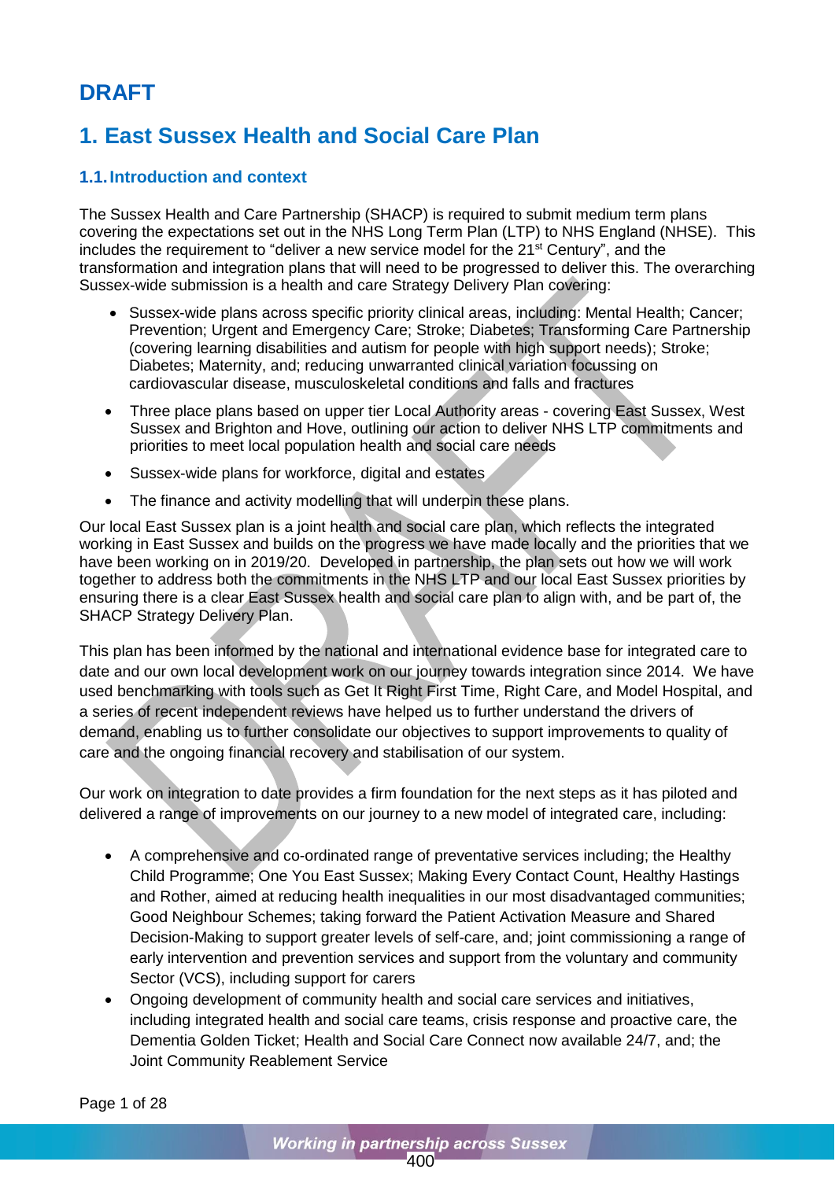# DRAFT

# 1. East Sussex Health and Social Care Plan

## 1.1. Introduction and context

The Sussex Health and Care Partnership (SHACP) is required to submit medium term plans covering the expectations set out in the NHS Long Term Plan (LTP) to NHS England (NHSE). This includes the requirement to "deliver a new service model for the 21st Century", and the transformation and integration plans that will need to be progressed to deliver this. The overarching Sussex-wide submission is a health and care Strategy Delivery Plan covering:

- Sussex-wide plans across specific priority clinical areas, including: Mental Health; Cancer; Prevention; Urgent and Emergency Care; Stroke; Diabetes; Transforming Care Partnership (covering learning disabilities and autism for people with high support needs); Stroke; Diabetes; Maternity, and; reducing unwarranted clinical variation focussing on cardiovascular disease, musculoskeletal conditions and falls and fractures
- Three place plans based on upper tier Local Authority areas - covering East Sussex, West Sussex and Brighton and Hove, outlining our action to deliver NHS LTP commitments and priorities to meet local population health and social care needs
- Sussex-wide plans for workforce, digital and estates
- The finance and activity modelling that will underpin these plans.

Our local East Sussex plan is a joint health and social care plan, which reflects the integrated working in East Sussex and builds on the progress we have made locally and the priorities that we have been working on in 2019/20. Developed in partnership, the plan sets out how we will work together to address both the commitments in the NHS LTP and our local East Sussex priorities by ensuring there is a clear East Sussex health and social care plan to align with, and be part of, the SHACP Strategy Delivery Plan.

This plan has been informed by the national and international evidence base for integrated care to date and our own local development work on our journey towards integration since 2014. We have used benchmarking with tools such as Get It Right First Time, Right Care, and Model Hospital, and a series of recent independent reviews have helped us to further understand the drivers of demand, enabling us to further consolidate our objectives to support improvements to quality of care and the ongoing financial recovery and stabilisation of our system.

Our work on integration to date provides a firm foundation for the next steps as it has piloted and delivered a range of improvements on our journey to a new model of integrated care, including:

- A comprehensive and co-ordinated range of preventative services including; the Healthy Child Programme; One You East Sussex; Making Every Contact Count, Healthy Hastings and Rother, aimed at reducing health inequalities in our most disadvantaged communities; Good Neighbour Schemes; taking forward the Patient Activation Measure and Shared Decision-Making to support greater levels of self-care, and; joint commissioning a range of early intervention and prevention services and support from the voluntary and community Sector (VCS), including support for carers
- Ongoing development of community health and social care services and initiatives, including integrated health and social care teams, crisis response and proactive care, the Dementia Golden Ticket; Health and Social Care Connect now available 24/7, and; the Joint Community Reablement Service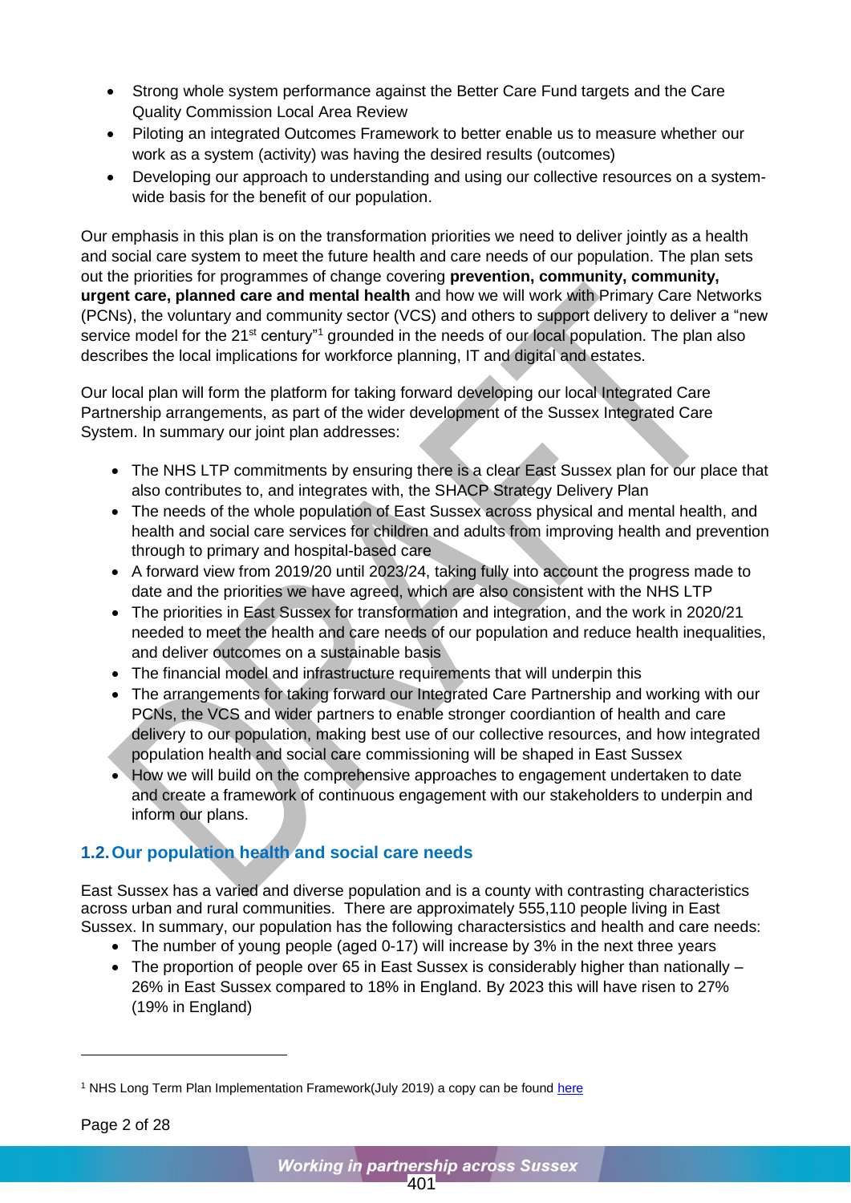- Strong whole system performance against the Better Care Fund targets and the Care Quality Commission Local Area Review
- Piloting an integrated Outcomes Framework to better enable us to measure whether our work as a system (activity) was having the desired results (outcomes)
- Developing our approach to understanding and using our collective resources on a system-wide basis for the benefit of our population.

Our emphasis in this plan is on the transformation priorities we need to deliver jointly as a health and social care system to meet the future health and care needs of our population. The plan sets out the priorities for programmes of change covering **prevention, community, community, urgent care, planned care and mental health** and how we will work with Primary Care Networks (PCNs), the voluntary and community sector (VCS) and others to support delivery to deliver a "new service model for the 21st century"[1] grounded in the needs of our local population. The plan also describes the local implications for workforce planning, IT and digital and estates.

Our local plan will form the platform for taking forward developing our local Integrated Care Partnership arrangements, as part of the wider development of the Sussex Integrated Care System. In summary our joint plan addresses:

- The NHS LTP commitments by ensuring there is a clear East Sussex plan for our place that also contributes to, and integrates with, the SHACP Strategy Delivery Plan
- The needs of the whole population of East Sussex across physical and mental health, and health and social care services for children and adults from improving health and prevention through to primary and hospital-based care
- A forward view from 2019/20 until 2023/24, taking fully into account the progress made to date and the priorities we have agreed, which are also consistent with the NHS LTP
- The priorities in East Sussex for transformation and integration, and the work in 2020/21 needed to meet the health and care needs of our population and reduce health inequalities, and deliver outcomes on a sustainable basis
- The financial model and infrastructure requirements that will underpin this
- The arrangements for taking forward our Integrated Care Partnership and working with our PCNs, the VCS and wider partners to enable stronger coordiantion of health and care delivery to our population, making best use of our collective resources, and how integrated population health and social care commissioning will be shaped in East Sussex
- How we will build on the comprehensive approaches to engagement undertaken to date and create a framework of continuous engagement with our stakeholders to underpin and inform our plans.

## 1.2. Our population health and social care needs

East Sussex has a varied and diverse population and is a county with contrasting characteristics across urban and rural communities. There are approximately 555,110 people living in East Sussex. In summary, our population has the following characteristics and health and care needs:

- The number of young people (aged 0-17) will increase by 3% in the next three years
- The proportion of people over 65 in East Sussex is considerably higher than nationally – 26% in East Sussex compared to 18% in England. By 2023 this will have risen to 27% (19% in England)

[1] NHS Long Term Plan Implementation Framework(July 2019) a copy can be found here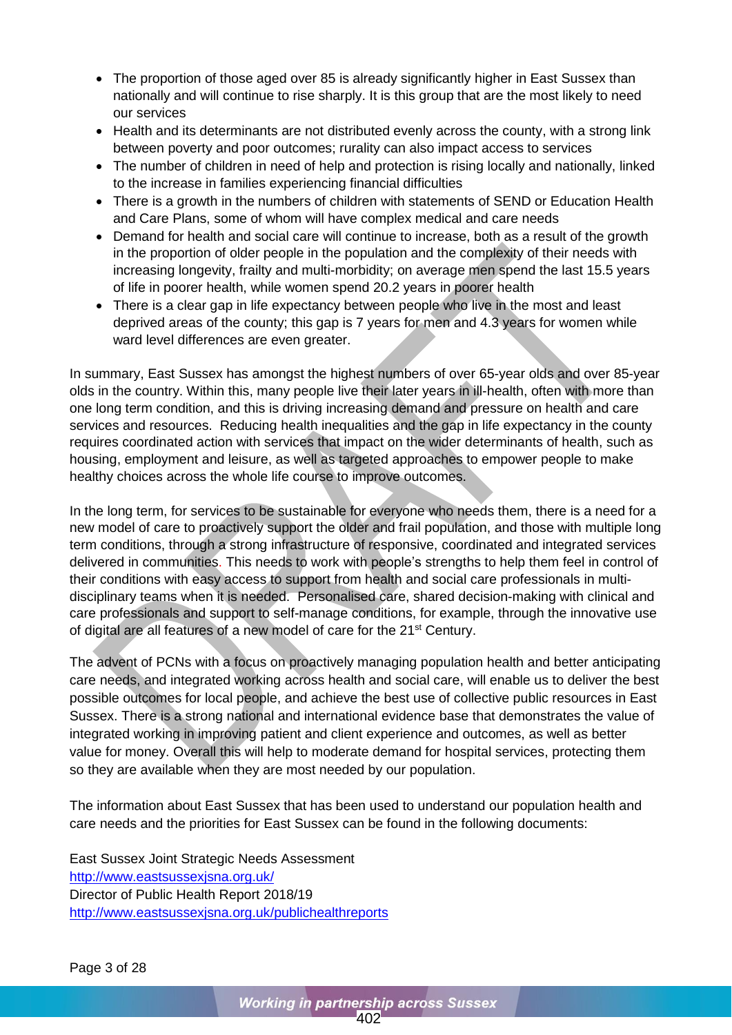- The proportion of those aged over 85 is already significantly higher in East Sussex than nationally and will continue to rise sharply. It is this group that are the most likely to need our services
- Health and its determinants are not distributed evenly across the county, with a strong link between poverty and poor outcomes; rurality can also impact access to services
- The number of children in need of help and protection is rising locally and nationally, linked to the increase in families experiencing financial difficulties
- There is a growth in the numbers of children with statements of SEND or Education Health and Care Plans, some of whom will have complex medical and care needs
- Demand for health and social care will continue to increase, both as a result of the growth in the proportion of older people in the population and the complexity of their needs with increasing longevity, frailty and multi-morbidity; on average men spend the last 15.5 years of life in poorer health, while women spend 20.2 years in poorer health
- There is a clear gap in life expectancy between people who live in the most and least deprived areas of the county; this gap is 7 years for men and 4.3 years for women while ward level differences are even greater.

In summary, East Sussex has amongst the highest numbers of over 65-year olds and over 85-year olds in the country. Within this, many people live their later years in ill-health, often with more than one long term condition, and this is driving increasing demand and pressure on health and care services and resources. Reducing health inequalities and the gap in life expectancy in the county requires coordinated action with services that impact on the wider determinants of health, such as housing, employment and leisure, as well as targeted approaches to empower people to make healthy choices across the whole life course to improve outcomes.

In the long term, for services to be sustainable for everyone who needs them, there is a need for a new model of care to proactively support the older and frail population, and those with multiple long term conditions, through a strong infrastructure of responsive, coordinated and integrated services delivered in communities. This needs to work with people's strengths to help them feel in control of their conditions with easy access to support from health and social care professionals in multi-disciplinary teams when it is needed. Personalised care, shared decision-making with clinical and care professionals and support to self-manage conditions, for example, through the innovative use of digital are all features of a new model of care for the 21st Century.

The advent of PCNs with a focus on proactively managing population health and better anticipating care needs, and integrated working across health and social care, will enable us to deliver the best possible outcomes for local people, and achieve the best use of collective public resources in East Sussex. There is a strong national and international evidence base that demonstrates the value of integrated working in improving patient and client experience and outcomes, as well as better value for money. Overall this will help to moderate demand for hospital services, protecting them so they are available when they are most needed by our population.

The information about East Sussex that has been used to understand our population health and care needs and the priorities for East Sussex can be found in the following documents:

East Sussex Joint Strategic Needs Assessment
http://www.eastsussexjsna.org.uk/
Director of Public Health Report 2018/19
http://www.eastsussexjsna.org.uk/publichealthreports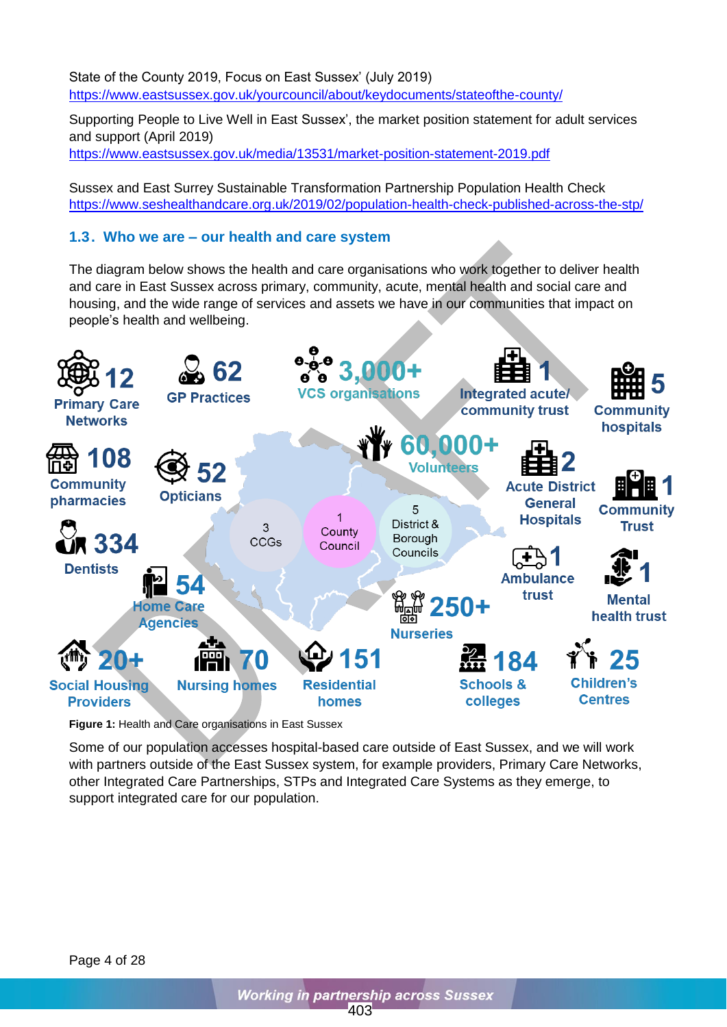State of the County 2019, Focus on East Sussex' (July 2019)
https://www.eastsussex.gov.uk/yourcouncil/about/keydocuments/stateofthe-county/

Supporting People to Live Well in East Sussex', the market position statement for adult services and support (April 2019)
https://www.eastsussex.gov.uk/media/13531/market-position-statement-2019.pdf

Sussex and East Surrey Sustainable Transformation Partnership Population Health Check
https://www.seshealthandcare.org.uk/2019/02/population-health-check-published-across-the-stp/

### 1.3. Who we are – our health and care system

The diagram below shows the health and care organisations who work together to deliver health and care in East Sussex across primary, community, acute, mental health and social care and housing, and the wide range of services and assets we have in our communities that impact on people's health and wellbeing.

- 12 Primary Care Networks
- 62 GP Practices
- 3,000+ VCS organisations
- 1 Integrated acute/ community trust
- 5 Community hospitals
- 108 Community pharmacies
- 52 Opticians
- 60,000+ Volunteers
- 2 Acute District General Hospitals
- 1 Community Trust
- 334 Dentists
- 3 CCGs
- 1 County Council
- 5 District & Borough Councils
- 1 Ambulance trust
- 1 Mental health trust
- 54 Home Care Agencies
- 250+ Nurseries
- 20+ Social Housing Providers
- 70 Nursing homes
- 151 Residential homes
- 184 Schools & colleges
- 25 Children's Centres

**Figure 1:** Health and Care organisations in East Sussex

Some of our population accesses hospital-based care outside of East Sussex, and we will work with partners outside of the East Sussex system, for example providers, Primary Care Networks, other Integrated Care Partnerships, STPs and Integrated Care Systems as they emerge, to support integrated care for our population.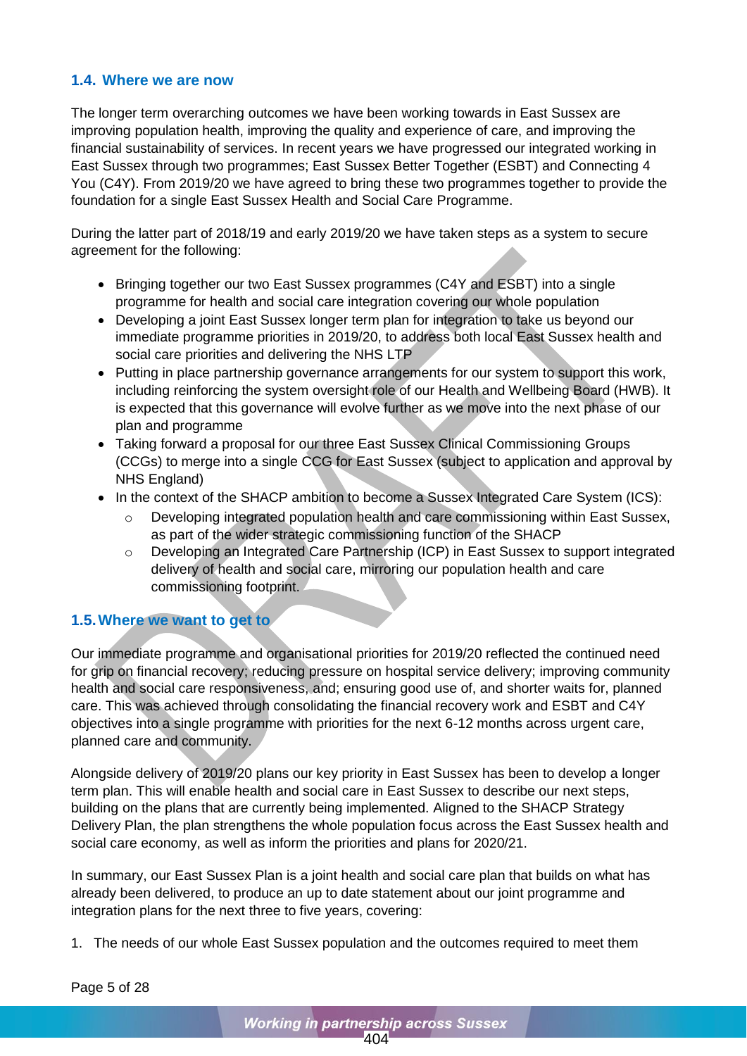## 1.4. Where we are now

The longer term overarching outcomes we have been working towards in East Sussex are improving population health, improving the quality and experience of care, and improving the financial sustainability of services. In recent years we have progressed our integrated working in East Sussex through two programmes; East Sussex Better Together (ESBT) and Connecting 4 You (C4Y). From 2019/20 we have agreed to bring these two programmes together to provide the foundation for a single East Sussex Health and Social Care Programme.

During the latter part of 2018/19 and early 2019/20 we have taken steps as a system to secure agreement for the following:

- Bringing together our two East Sussex programmes (C4Y and ESBT) into a single programme for health and social care integration covering our whole population
- Developing a joint East Sussex longer term plan for integration to take us beyond our immediate programme priorities in 2019/20, to address both local East Sussex health and social care priorities and delivering the NHS LTP
- Putting in place partnership governance arrangements for our system to support this work, including reinforcing the system oversight role of our Health and Wellbeing Board (HWB). It is expected that this governance will evolve further as we move into the next phase of our plan and programme
- Taking forward a proposal for our three East Sussex Clinical Commissioning Groups (CCGs) to merge into a single CCG for East Sussex (subject to application and approval by NHS England)
- In the context of the SHACP ambition to become a Sussex Integrated Care System (ICS):
  - Developing integrated population health and care commissioning within East Sussex, as part of the wider strategic commissioning function of the SHACP
  - Developing an Integrated Care Partnership (ICP) in East Sussex to support integrated delivery of health and social care, mirroring our population health and care commissioning footprint.

## 1.5. Where we want to get to

Our immediate programme and organisational priorities for 2019/20 reflected the continued need for grip on financial recovery; reducing pressure on hospital service delivery; improving community health and social care responsiveness, and; ensuring good use of, and shorter waits for, planned care. This was achieved through consolidating the financial recovery work and ESBT and C4Y objectives into a single programme with priorities for the next 6-12 months across urgent care, planned care and community.

Alongside delivery of 2019/20 plans our key priority in East Sussex has been to develop a longer term plan. This will enable health and social care in East Sussex to describe our next steps, building on the plans that are currently being implemented. Aligned to the SHACP Strategy Delivery Plan, the plan strengthens the whole population focus across the East Sussex health and social care economy, as well as inform the priorities and plans for 2020/21.

In summary, our East Sussex Plan is a joint health and social care plan that builds on what has already been delivered, to produce an up to date statement about our joint programme and integration plans for the next three to five years, covering:

1. The needs of our whole East Sussex population and the outcomes required to meet them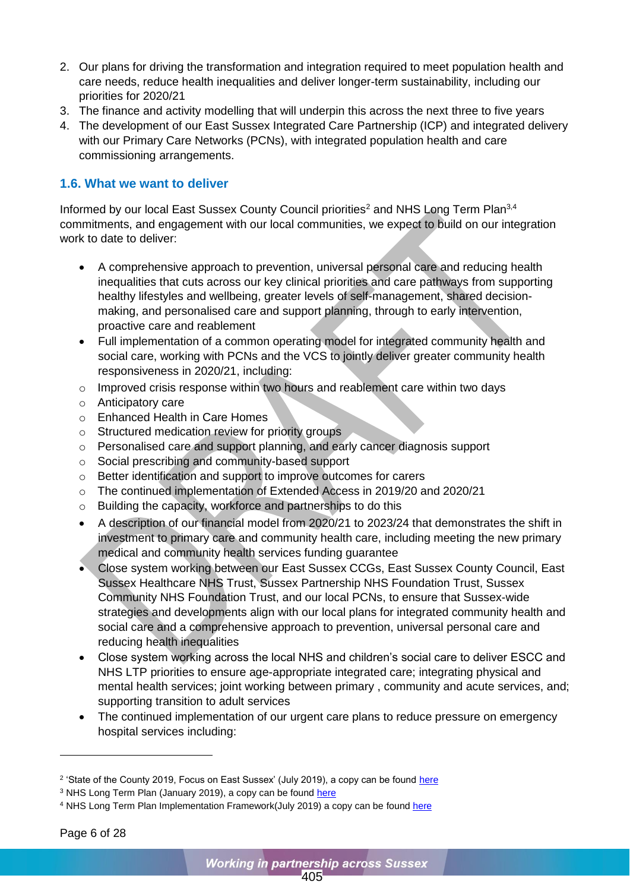2. Our plans for driving the transformation and integration required to meet population health and care needs, reduce health inequalities and deliver longer-term sustainability, including our priorities for 2020/21
3. The finance and activity modelling that will underpin this across the next three to five years
4. The development of our East Sussex Integrated Care Partnership (ICP) and integrated delivery with our Primary Care Networks (PCNs), with integrated population health and care commissioning arrangements.

### 1.6. What we want to deliver

Informed by our local East Sussex County Council priorities[2] and NHS Long Term Plan[3,4] commitments, and engagement with our local communities, we expect to build on our integration work to date to deliver:

- A comprehensive approach to prevention, universal personal care and reducing health inequalities that cuts across our key clinical priorities and care pathways from supporting healthy lifestyles and wellbeing, greater levels of self-management, shared decision-making, and personalised care and support planning, through to early intervention, proactive care and reablement
- Full implementation of a common operating model for integrated community health and social care, working with PCNs and the VCS to jointly deliver greater community health responsiveness in 2020/21, including:
  - Improved crisis response within two hours and reablement care within two days
  - Anticipatory care
  - Enhanced Health in Care Homes
  - Structured medication review for priority groups
  - Personalised care and support planning, and early cancer diagnosis support
  - Social prescribing and community-based support
  - Better identification and support to improve outcomes for carers
  - The continued implementation of Extended Access in 2019/20 and 2020/21
  - Building the capacity, workforce and partnerships to do this
- A description of our financial model from 2020/21 to 2023/24 that demonstrates the shift in investment to primary care and community health care, including meeting the new primary medical and community health services funding guarantee
- Close system working between our East Sussex CCGs, East Sussex County Council, East Sussex Healthcare NHS Trust, Sussex Partnership NHS Foundation Trust, Sussex Community NHS Foundation Trust, and our local PCNs, to ensure that Sussex-wide strategies and developments align with our local plans for integrated community health and social care and a comprehensive approach to prevention, universal personal care and reducing health inequalities
- Close system working across the local NHS and children's social care to deliver ESCC and NHS LTP priorities to ensure age-appropriate integrated care; integrating physical and mental health services; joint working between primary , community and acute services, and; supporting transition to adult services
- The continued implementation of our urgent care plans to reduce pressure on emergency hospital services including:

---

[2] 'State of the County 2019, Focus on East Sussex' (July 2019), a copy can be found here

[3] NHS Long Term Plan (January 2019), a copy can be found here

[4] NHS Long Term Plan Implementation Framework(July 2019) a copy can be found here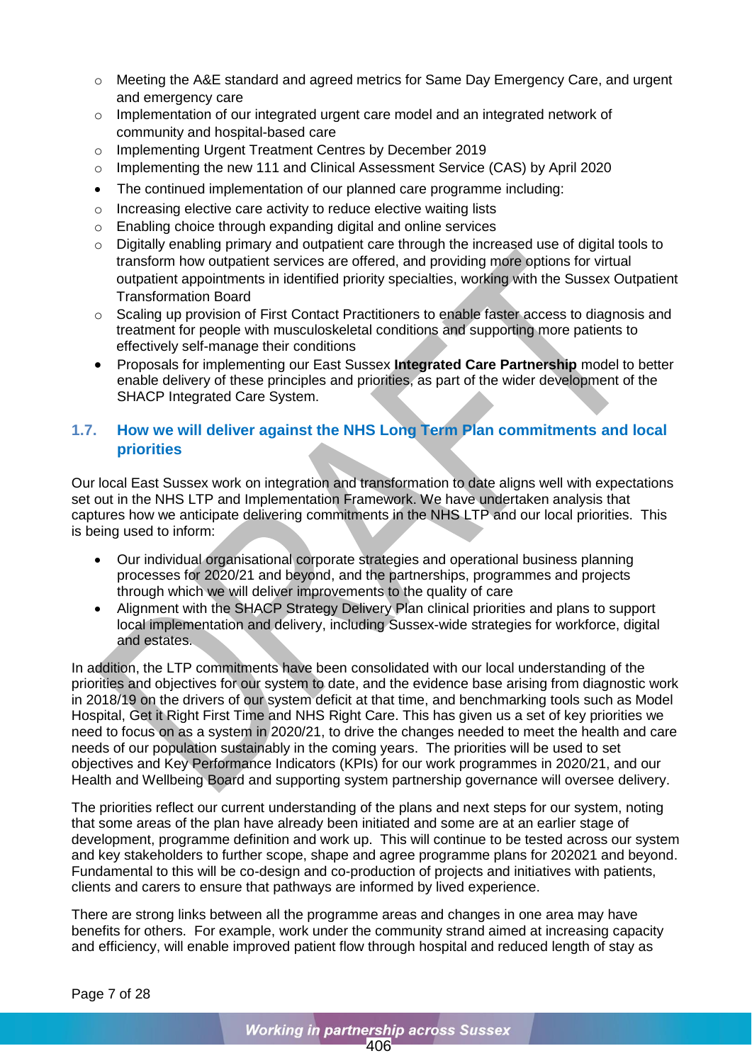- Meeting the A&E standard and agreed metrics for Same Day Emergency Care, and urgent and emergency care
  - Implementation of our integrated urgent care model and an integrated network of community and hospital-based care
  - Implementing Urgent Treatment Centres by December 2019
  - Implementing the new 111 and Clinical Assessment Service (CAS) by April 2020
- The continued implementation of our planned care programme including:
  - Increasing elective care activity to reduce elective waiting lists
  - Enabling choice through expanding digital and online services
  - Digitally enabling primary and outpatient care through the increased use of digital tools to transform how outpatient services are offered, and providing more options for virtual outpatient appointments in identified priority specialties, working with the Sussex Outpatient Transformation Board
  - Scaling up provision of First Contact Practitioners to enable faster access to diagnosis and treatment for people with musculoskeletal conditions and supporting more patients to effectively self-manage their conditions
- Proposals for implementing our East Sussex **Integrated Care Partnership** model to better enable delivery of these principles and priorities, as part of the wider development of the SHACP Integrated Care System.

## 1.7. How we will deliver against the NHS Long Term Plan commitments and local priorities

Our local East Sussex work on integration and transformation to date aligns well with expectations set out in the NHS LTP and Implementation Framework. We have undertaken analysis that captures how we anticipate delivering commitments in the NHS LTP and our local priorities. This is being used to inform:

- Our individual organisational corporate strategies and operational business planning processes for 2020/21 and beyond, and the partnerships, programmes and projects through which we will deliver improvements to the quality of care
- Alignment with the SHACP Strategy Delivery Plan clinical priorities and plans to support local implementation and delivery, including Sussex-wide strategies for workforce, digital and estates.

In addition, the LTP commitments have been consolidated with our local understanding of the priorities and objectives for our system to date, and the evidence base arising from diagnostic work in 2018/19 on the drivers of our system deficit at that time, and benchmarking tools such as Model Hospital, Get it Right First Time and NHS Right Care. This has given us a set of key priorities we need to focus on as a system in 2020/21, to drive the changes needed to meet the health and care needs of our population sustainably in the coming years. The priorities will be used to set objectives and Key Performance Indicators (KPIs) for our work programmes in 2020/21, and our Health and Wellbeing Board and supporting system partnership governance will oversee delivery.

The priorities reflect our current understanding of the plans and next steps for our system, noting that some areas of the plan have already been initiated and some are at an earlier stage of development, programme definition and work up. This will continue to be tested across our system and key stakeholders to further scope, shape and agree programme plans for 202021 and beyond. Fundamental to this will be co-design and co-production of projects and initiatives with patients, clients and carers to ensure that pathways are informed by lived experience.

There are strong links between all the programme areas and changes in one area may have benefits for others. For example, work under the community strand aimed at increasing capacity and efficiency, will enable improved patient flow through hospital and reduced length of stay as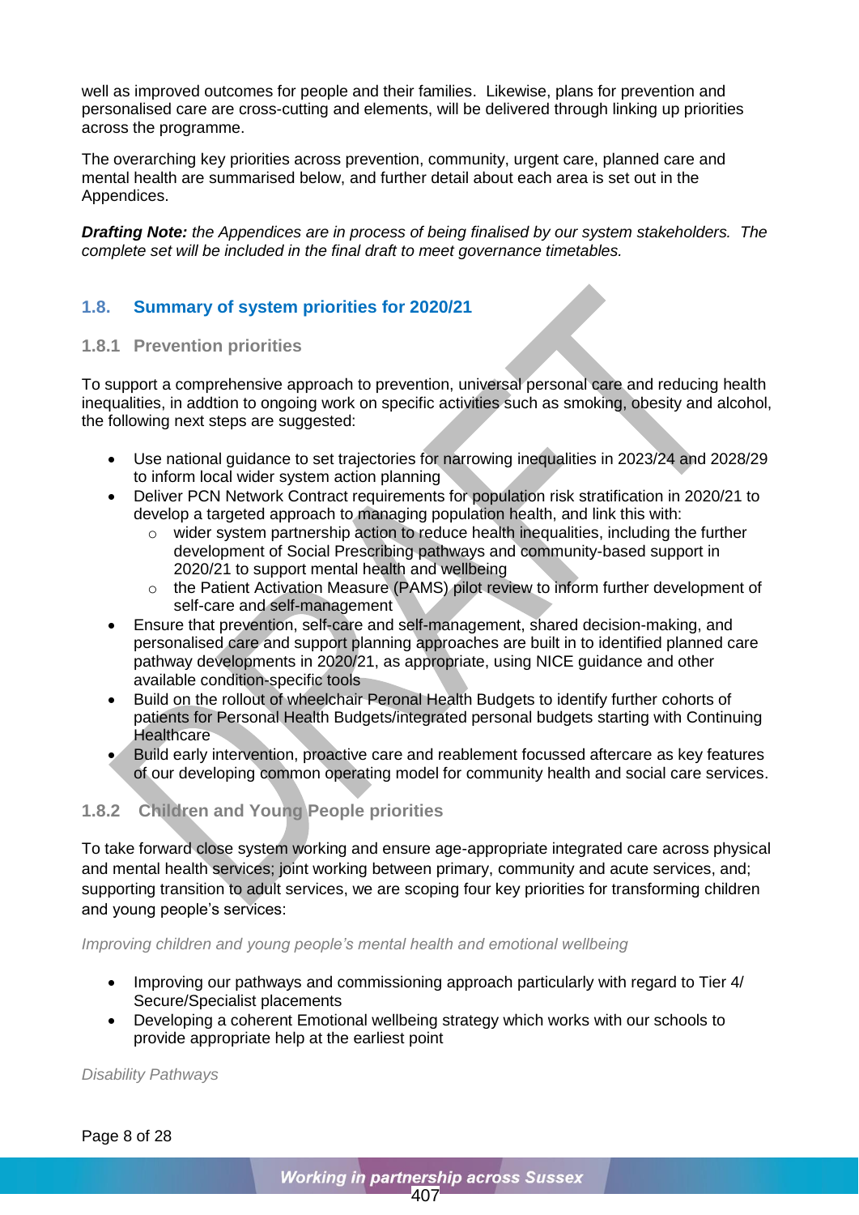well as improved outcomes for people and their families. Likewise, plans for prevention and personalised care are cross-cutting and elements, will be delivered through linking up priorities across the programme.

The overarching key priorities across prevention, community, urgent care, planned care and mental health are summarised below, and further detail about each area is set out in the Appendices.

***Drafting Note:*** *the Appendices are in process of being finalised by our system stakeholders. The complete set will be included in the final draft to meet governance timetables.*

## 1.8. Summary of system priorities for 2020/21

### 1.8.1 Prevention priorities

To support a comprehensive approach to prevention, universal personal care and reducing health inequalities, in addtion to ongoing work on specific activities such as smoking, obesity and alcohol, the following next steps are suggested:

- Use national guidance to set trajectories for narrowing inequalities in 2023/24 and 2028/29 to inform local wider system action planning
- Deliver PCN Network Contract requirements for population risk stratification in 2020/21 to develop a targeted approach to managing population health, and link this with:
    - wider system partnership action to reduce health inequalities, including the further development of Social Prescribing pathways and community-based support in 2020/21 to support mental health and wellbeing
    - the Patient Activation Measure (PAMS) pilot review to inform further development of self-care and self-management
- Ensure that prevention, self-care and self-management, shared decision-making, and personalised care and support planning approaches are built in to identified planned care pathway developments in 2020/21, as appropriate, using NICE guidance and other available condition-specific tools
- Build on the rollout of wheelchair Peronal Health Budgets to identify further cohorts of patients for Personal Health Budgets/integrated personal budgets starting with Continuing Healthcare
- Build early intervention, proactive care and reablement focussed aftercare as key features of our developing common operating model for community health and social care services.

### 1.8.2 Children and Young People priorities

To take forward close system working and ensure age-appropriate integrated care across physical and mental health services; joint working between primary, community and acute services, and; supporting transition to adult services, we are scoping four key priorities for transforming children and young people's services:

*Improving children and young people's mental health and emotional wellbeing*

- Improving our pathways and commissioning approach particularly with regard to Tier 4/ Secure/Specialist placements
- Developing a coherent Emotional wellbeing strategy which works with our schools to provide appropriate help at the earliest point

*Disability Pathways*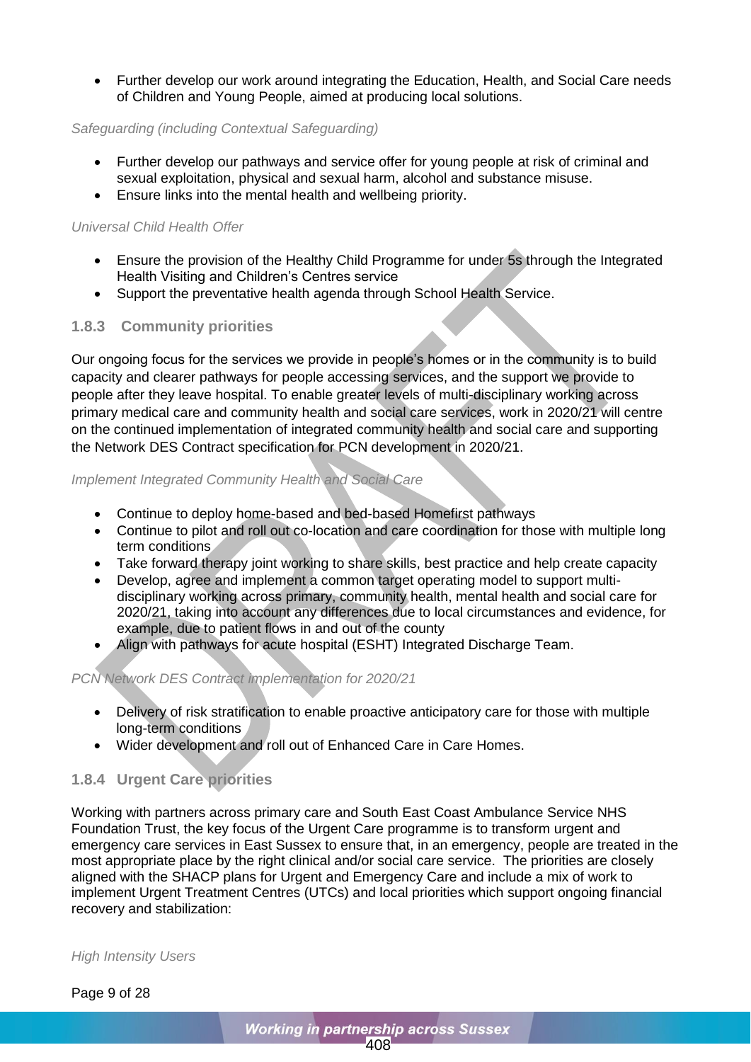- Further develop our work around integrating the Education, Health, and Social Care needs of Children and Young People, aimed at producing local solutions.

*Safeguarding (including Contextual Safeguarding)*

- Further develop our pathways and service offer for young people at risk of criminal and sexual exploitation, physical and sexual harm, alcohol and substance misuse.
- Ensure links into the mental health and wellbeing priority.

*Universal Child Health Offer*

- Ensure the provision of the Healthy Child Programme for under 5s through the Integrated Health Visiting and Children's Centres service
- Support the preventative health agenda through School Health Service.

### 1.8.3 Community priorities

Our ongoing focus for the services we provide in people's homes or in the community is to build capacity and clearer pathways for people accessing services, and the support we provide to people after they leave hospital. To enable greater levels of multi-disciplinary working across primary medical care and community health and social care services, work in 2020/21 will centre on the continued implementation of integrated community health and social care and supporting the Network DES Contract specification for PCN development in 2020/21.

*Implement Integrated Community Health and Social Care*

- Continue to deploy home-based and bed-based Homefirst pathways
- Continue to pilot and roll out co-location and care coordination for those with multiple long term conditions
- Take forward therapy joint working to share skills, best practice and help create capacity
- Develop, agree and implement a common target operating model to support multi-disciplinary working across primary, community health, mental health and social care for 2020/21, taking into account any differences due to local circumstances and evidence, for example, due to patient flows in and out of the county
- Align with pathways for acute hospital (ESHT) Integrated Discharge Team.

*PCN Network DES Contract implementation for 2020/21*

- Delivery of risk stratification to enable proactive anticipatory care for those with multiple long-term conditions
- Wider development and roll out of Enhanced Care in Care Homes.

### 1.8.4 Urgent Care priorities

Working with partners across primary care and South East Coast Ambulance Service NHS Foundation Trust, the key focus of the Urgent Care programme is to transform urgent and emergency care services in East Sussex to ensure that, in an emergency, people are treated in the most appropriate place by the right clinical and/or social care service. The priorities are closely aligned with the SHACP plans for Urgent and Emergency Care and include a mix of work to implement Urgent Treatment Centres (UTCs) and local priorities which support ongoing financial recovery and stabilization:

*High Intensity Users*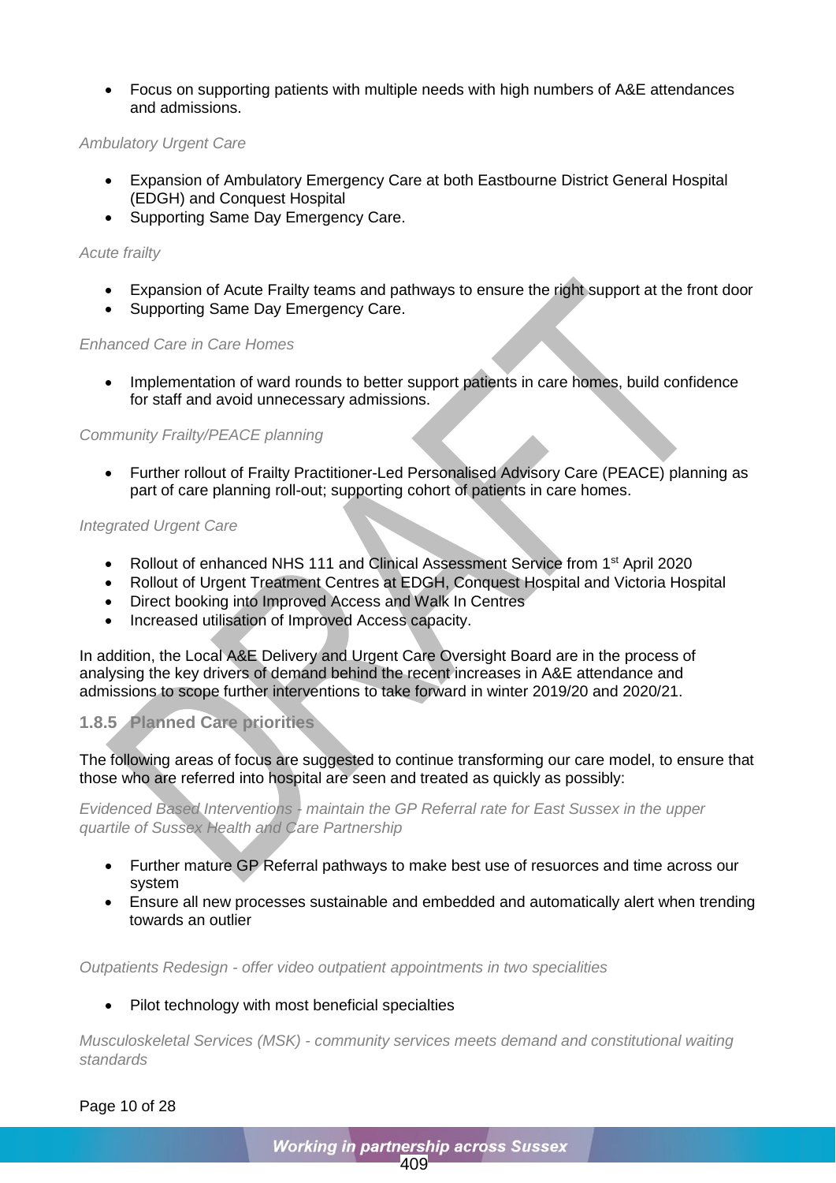- Focus on supporting patients with multiple needs with high numbers of A&E attendances and admissions.

*Ambulatory Urgent Care*

- Expansion of Ambulatory Emergency Care at both Eastbourne District General Hospital (EDGH) and Conquest Hospital
- Supporting Same Day Emergency Care.

*Acute frailty*

- Expansion of Acute Frailty teams and pathways to ensure the right support at the front door
- Supporting Same Day Emergency Care.

*Enhanced Care in Care Homes*

- Implementation of ward rounds to better support patients in care homes, build confidence for staff and avoid unnecessary admissions.

*Community Frailty/PEACE planning*

- Further rollout of Frailty Practitioner-Led Personalised Advisory Care (PEACE) planning as part of care planning roll-out; supporting cohort of patients in care homes.

*Integrated Urgent Care*

- Rollout of enhanced NHS 111 and Clinical Assessment Service from 1st April 2020
- Rollout of Urgent Treatment Centres at EDGH, Conquest Hospital and Victoria Hospital
- Direct booking into Improved Access and Walk In Centres
- Increased utilisation of Improved Access capacity.

In addition, the Local A&E Delivery and Urgent Care Oversight Board are in the process of analysing the key drivers of demand behind the recent increases in A&E attendance and admissions to scope further interventions to take forward in winter 2019/20 and 2020/21.

### 1.8.5 Planned Care priorities

The following areas of focus are suggested to continue transforming our care model, to ensure that those who are referred into hospital are seen and treated as quickly as possibly:

*Evidenced Based Interventions - maintain the GP Referral rate for East Sussex in the upper quartile of Sussex Health and Care Partnership*

- Further mature GP Referral pathways to make best use of resuorces and time across our system
- Ensure all new processes sustainable and embedded and automatically alert when trending towards an outlier

*Outpatients Redesign - offer video outpatient appointments in two specialities*

- Pilot technology with most beneficial specialties

*Musculoskeletal Services (MSK) - community services meets demand and constitutional waiting standards*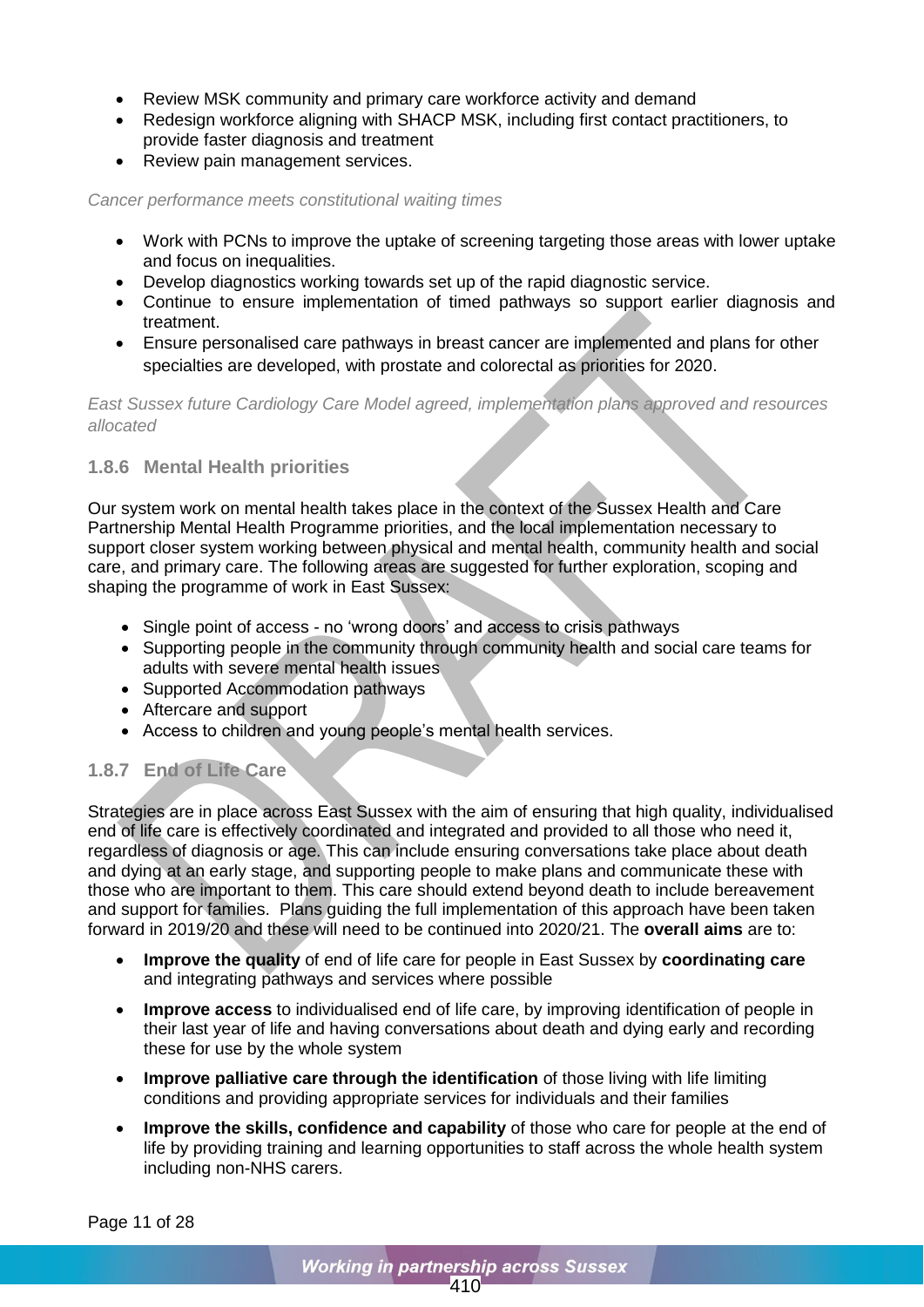- Review MSK community and primary care workforce activity and demand
- Redesign workforce aligning with SHACP MSK, including first contact practitioners, to provide faster diagnosis and treatment
- Review pain management services.

*Cancer performance meets constitutional waiting times*

- Work with PCNs to improve the uptake of screening targeting those areas with lower uptake and focus on inequalities.
- Develop diagnostics working towards set up of the rapid diagnostic service.
- Continue to ensure implementation of timed pathways so support earlier diagnosis and treatment.
- Ensure personalised care pathways in breast cancer are implemented and plans for other specialties are developed, with prostate and colorectal as priorities for 2020.

*East Sussex future Cardiology Care Model agreed, implementation plans approved and resources allocated*

### 1.8.6 Mental Health priorities

Our system work on mental health takes place in the context of the Sussex Health and Care Partnership Mental Health Programme priorities, and the local implementation necessary to support closer system working between physical and mental health, community health and social care, and primary care. The following areas are suggested for further exploration, scoping and shaping the programme of work in East Sussex:

- Single point of access - no 'wrong doors' and access to crisis pathways
- Supporting people in the community through community health and social care teams for adults with severe mental health issues
- Supported Accommodation pathways
- Aftercare and support
- Access to children and young people's mental health services.

### 1.8.7 End of Life Care

Strategies are in place across East Sussex with the aim of ensuring that high quality, individualised end of life care is effectively coordinated and integrated and provided to all those who need it, regardless of diagnosis or age. This can include ensuring conversations take place about death and dying at an early stage, and supporting people to make plans and communicate these with those who are important to them. This care should extend beyond death to include bereavement and support for families. Plans guiding the full implementation of this approach have been taken forward in 2019/20 and these will need to be continued into 2020/21. The **overall aims** are to:

- **Improve the quality** of end of life care for people in East Sussex by **coordinating care** and integrating pathways and services where possible
- **Improve access** to individualised end of life care, by improving identification of people in their last year of life and having conversations about death and dying early and recording these for use by the whole system
- **Improve palliative care through the identification** of those living with life limiting conditions and providing appropriate services for individuals and their families
- **Improve the skills, confidence and capability** of those who care for people at the end of life by providing training and learning opportunities to staff across the whole health system including non-NHS carers.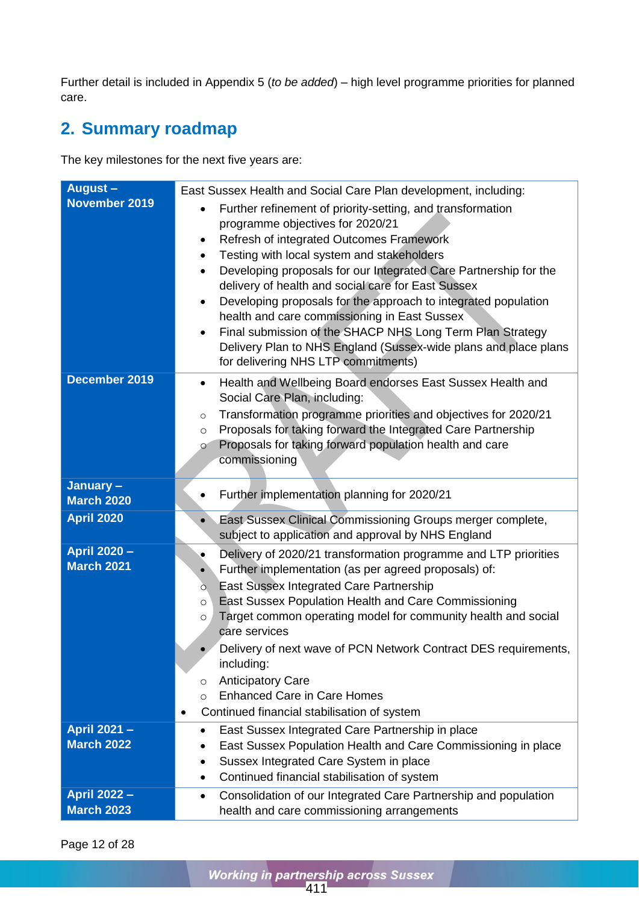Further detail is included in Appendix 5 (*to be added*) – high level programme priorities for planned care.

## 2. Summary roadmap

The key milestones for the next five years are:

| | |
|---|---|
| **August – November 2019** | East Sussex Health and Social Care Plan development, including:<br>• Further refinement of priority-setting, and transformation programme objectives for 2020/21<br>• Refresh of integrated Outcomes Framework<br>• Testing with local system and stakeholders<br>• Developing proposals for our Integrated Care Partnership for the delivery of health and social care for East Sussex<br>• Developing proposals for the approach to integrated population health and care commissioning in East Sussex<br>• Final submission of the SHACP NHS Long Term Plan Strategy Delivery Plan to NHS England (Sussex-wide plans and place plans for delivering NHS LTP commitments) |
| **December 2019** | • Health and Wellbeing Board endorses East Sussex Health and Social Care Plan, including:<br>○ Transformation programme priorities and objectives for 2020/21<br>○ Proposals for taking forward the Integrated Care Partnership<br>○ Proposals for taking forward population health and care commissioning |
| **January – March 2020** | • Further implementation planning for 2020/21 |
| **April 2020** | • East Sussex Clinical Commissioning Groups merger complete, subject to application and approval by NHS England |
| **April 2020 – March 2021** | • Delivery of 2020/21 transformation programme and LTP priorities<br>• Further implementation (as per agreed proposals) of:<br>○ East Sussex Integrated Care Partnership<br>○ East Sussex Population Health and Care Commissioning<br>○ Target common operating model for community health and social care services<br>• Delivery of next wave of PCN Network Contract DES requirements, including:<br>○ Anticipatory Care<br>○ Enhanced Care in Care Homes<br>• Continued financial stabilisation of system |
| **April 2021 – March 2022** | • East Sussex Integrated Care Partnership in place<br>• East Sussex Population Health and Care Commissioning in place<br>• Sussex Integrated Care System in place<br>• Continued financial stabilisation of system |
| **April 2022 – March 2023** | • Consolidation of our Integrated Care Partnership and population health and care commissioning arrangements |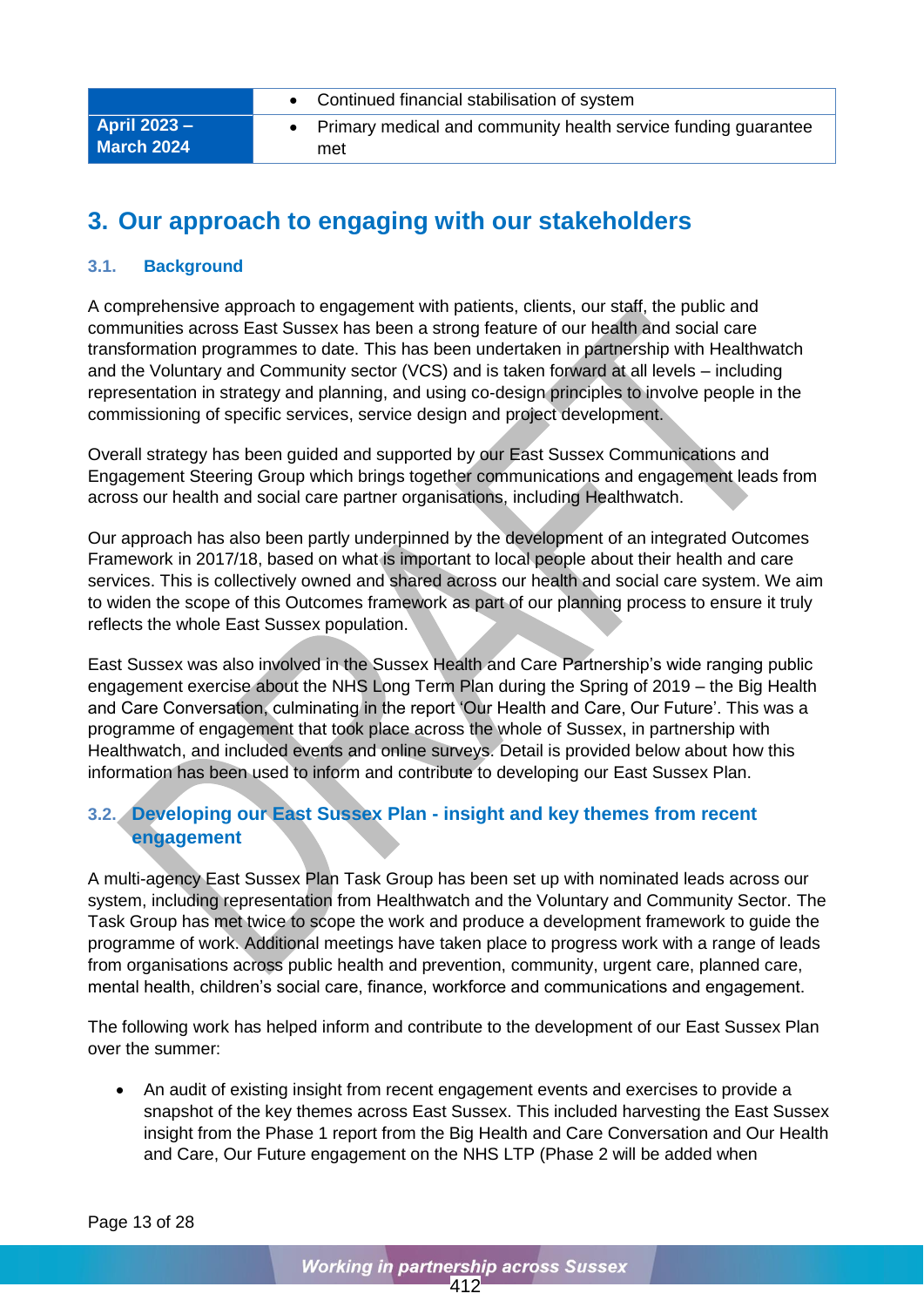| | |
|---|---|
| | • Continued financial stabilisation of system |
| **April 2023 – March 2024** | • Primary medical and community health service funding guarantee met |

# 3. Our approach to engaging with our stakeholders

## 3.1. Background

A comprehensive approach to engagement with patients, clients, our staff, the public and communities across East Sussex has been a strong feature of our health and social care transformation programmes to date. This has been undertaken in partnership with Healthwatch and the Voluntary and Community sector (VCS) and is taken forward at all levels – including representation in strategy and planning, and using co-design principles to involve people in the commissioning of specific services, service design and project development.

Overall strategy has been guided and supported by our East Sussex Communications and Engagement Steering Group which brings together communications and engagement leads from across our health and social care partner organisations, including Healthwatch.

Our approach has also been partly underpinned by the development of an integrated Outcomes Framework in 2017/18, based on what is important to local people about their health and care services. This is collectively owned and shared across our health and social care system. We aim to widen the scope of this Outcomes framework as part of our planning process to ensure it truly reflects the whole East Sussex population.

East Sussex was also involved in the Sussex Health and Care Partnership's wide ranging public engagement exercise about the NHS Long Term Plan during the Spring of 2019 – the Big Health and Care Conversation, culminating in the report 'Our Health and Care, Our Future'. This was a programme of engagement that took place across the whole of Sussex, in partnership with Healthwatch, and included events and online surveys. Detail is provided below about how this information has been used to inform and contribute to developing our East Sussex Plan.

## 3.2. Developing our East Sussex Plan - insight and key themes from recent engagement

A multi-agency East Sussex Plan Task Group has been set up with nominated leads across our system, including representation from Healthwatch and the Voluntary and Community Sector. The Task Group has met twice to scope the work and produce a development framework to guide the programme of work. Additional meetings have taken place to progress work with a range of leads from organisations across public health and prevention, community, urgent care, planned care, mental health, children's social care, finance, workforce and communications and engagement.

The following work has helped inform and contribute to the development of our East Sussex Plan over the summer:

- An audit of existing insight from recent engagement events and exercises to provide a snapshot of the key themes across East Sussex. This included harvesting the East Sussex insight from the Phase 1 report from the Big Health and Care Conversation and Our Health and Care, Our Future engagement on the NHS LTP (Phase 2 will be added when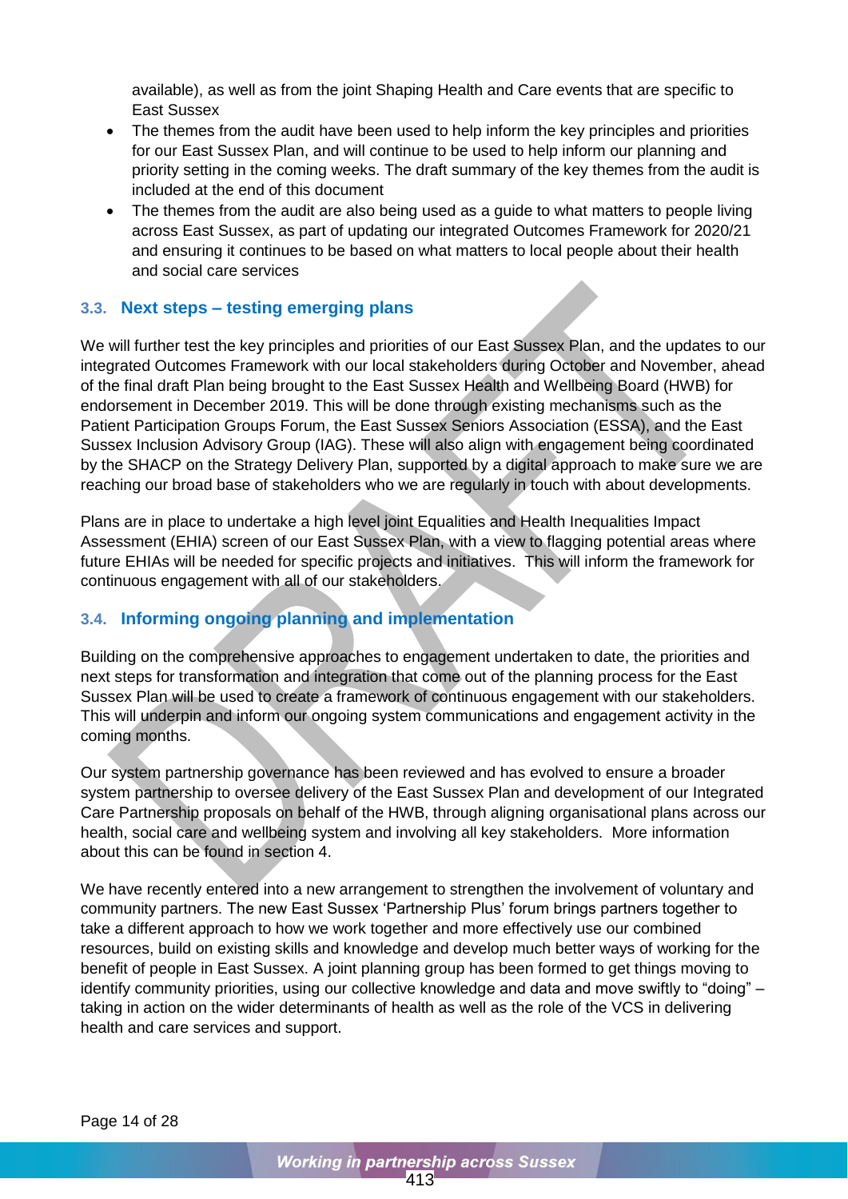available), as well as from the joint Shaping Health and Care events that are specific to East Sussex

- The themes from the audit have been used to help inform the key principles and priorities for our East Sussex Plan, and will continue to be used to help inform our planning and priority setting in the coming weeks. The draft summary of the key themes from the audit is included at the end of this document
- The themes from the audit are also being used as a guide to what matters to people living across East Sussex, as part of updating our integrated Outcomes Framework for 2020/21 and ensuring it continues to be based on what matters to local people about their health and social care services

### 3.3. Next steps – testing emerging plans

We will further test the key principles and priorities of our East Sussex Plan, and the updates to our integrated Outcomes Framework with our local stakeholders during October and November, ahead of the final draft Plan being brought to the East Sussex Health and Wellbeing Board (HWB) for endorsement in December 2019. This will be done through existing mechanisms such as the Patient Participation Groups Forum, the East Sussex Seniors Association (ESSA), and the East Sussex Inclusion Advisory Group (IAG). These will also align with engagement being coordinated by the SHACP on the Strategy Delivery Plan, supported by a digital approach to make sure we are reaching our broad base of stakeholders who we are regularly in touch with about developments.

Plans are in place to undertake a high level joint Equalities and Health Inequalities Impact Assessment (EHIA) screen of our East Sussex Plan, with a view to flagging potential areas where future EHIAs will be needed for specific projects and initiatives. This will inform the framework for continuous engagement with all of our stakeholders.

### 3.4. Informing ongoing planning and implementation

Building on the comprehensive approaches to engagement undertaken to date, the priorities and next steps for transformation and integration that come out of the planning process for the East Sussex Plan will be used to create a framework of continuous engagement with our stakeholders. This will underpin and inform our ongoing system communications and engagement activity in the coming months.

Our system partnership governance has been reviewed and has evolved to ensure a broader system partnership to oversee delivery of the East Sussex Plan and development of our Integrated Care Partnership proposals on behalf of the HWB, through aligning organisational plans across our health, social care and wellbeing system and involving all key stakeholders. More information about this can be found in section 4.

We have recently entered into a new arrangement to strengthen the involvement of voluntary and community partners. The new East Sussex 'Partnership Plus' forum brings partners together to take a different approach to how we work together and more effectively use our combined resources, build on existing skills and knowledge and develop much better ways of working for the benefit of people in East Sussex. A joint planning group has been formed to get things moving to identify community priorities, using our collective knowledge and data and move swiftly to "doing" – taking in action on the wider determinants of health as well as the role of the VCS in delivering health and care services and support.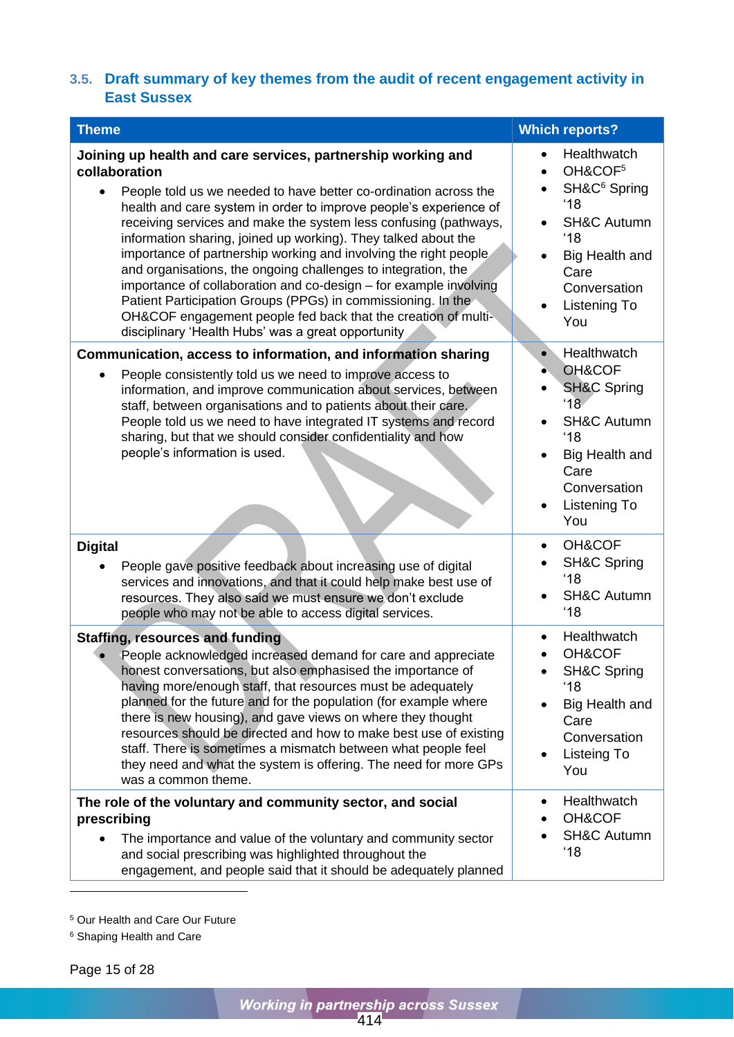### 3.5. Draft summary of key themes from the audit of recent engagement activity in East Sussex

| Theme | Which reports? |
|---|---|
| **Joining up health and care services, partnership working and collaboration**<br>• People told us we needed to have better co-ordination across the health and care system in order to improve people's experience of receiving services and make the system less confusing (pathways, information sharing, joined up working). They talked about the importance of partnership working and involving the right people and organisations, the ongoing challenges to integration, the importance of collaboration and co-design – for example involving Patient Participation Groups (PPGs) in commissioning. In the OH&COF engagement people fed back that the creation of multi-disciplinary 'Health Hubs' was a great opportunity | • Healthwatch<br>• OH&COF[5]<br>• SH&C[6] Spring '18<br>• SH&C Autumn '18<br>• Big Health and Care Conversation<br>• Listening To You |
| **Communication, access to information, and information sharing**<br>• People consistently told us we need to improve access to information, and improve communication about services, between staff, between organisations and to patients about their care. People told us we need to have integrated IT systems and record sharing, but that we should consider confidentiality and how people's information is used. | • Healthwatch<br>• OH&COF<br>• SH&C Spring '18<br>• SH&C Autumn '18<br>• Big Health and Care Conversation<br>• Listening To You |
| **Digital**<br>• People gave positive feedback about increasing use of digital services and innovations, and that it could help make best use of resources. They also said we must ensure we don't exclude people who may not be able to access digital services. | • OH&COF<br>• SH&C Spring '18<br>• SH&C Autumn '18 |
| **Staffing, resources and funding**<br>• People acknowledged increased demand for care and appreciate honest conversations, but also emphasised the importance of having more/enough staff, that resources must be adequately planned for the future and for the population (for example where there is new housing), and gave views on where they thought resources should be directed and how to make best use of existing staff. There is sometimes a mismatch between what people feel they need and what the system is offering. The need for more GPs was a common theme. | • Healthwatch<br>• OH&COF<br>• SH&C Spring '18<br>• Big Health and Care Conversation<br>• Listeing To You |
| **The role of the voluntary and community sector, and social prescribing**<br>• The importance and value of the voluntary and community sector and social prescribing was highlighted throughout the engagement, and people said that it should be adequately planned | • Healthwatch<br>• OH&COF<br>• SH&C Autumn '18 |

[5] Our Health and Care Our Future

[6] Shaping Health and Care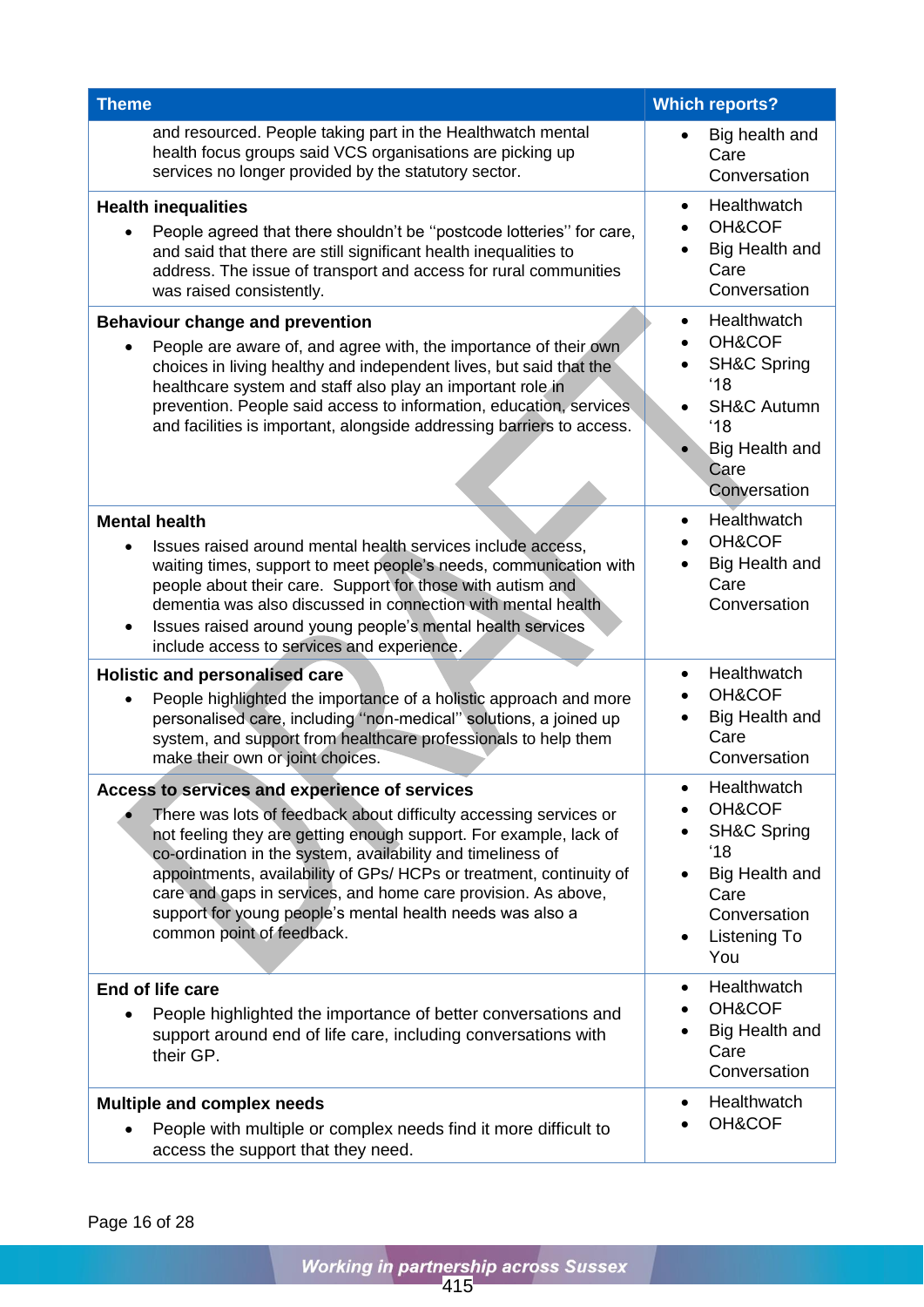| Theme | Which reports? |
|---|---|
| and resourced. People taking part in the Healthwatch mental health focus groups said VCS organisations are picking up services no longer provided by the statutory sector. | • Big health and Care Conversation |
| **Health inequalities**<br>• People agreed that there shouldn't be "postcode lotteries" for care, and said that there are still significant health inequalities to address. The issue of transport and access for rural communities was raised consistently. | • Healthwatch<br>• OH&COF<br>• Big Health and Care Conversation |
| **Behaviour change and prevention**<br>• People are aware of, and agree with, the importance of their own choices in living healthy and independent lives, but said that the healthcare system and staff also play an important role in prevention. People said access to information, education, services and facilities is important, alongside addressing barriers to access. | • Healthwatch<br>• OH&COF<br>• SH&C Spring '18<br>• SH&C Autumn '18<br>• Big Health and Care Conversation |
| **Mental health**<br>• Issues raised around mental health services include access, waiting times, support to meet people's needs, communication with people about their care. Support for those with autism and dementia was also discussed in connection with mental health<br>• Issues raised around young people's mental health services include access to services and experience. | • Healthwatch<br>• OH&COF<br>• Big Health and Care Conversation |
| **Holistic and personalised care**<br>• People highlighted the importance of a holistic approach and more personalised care, including "non-medical" solutions, a joined up system, and support from healthcare professionals to help them make their own or joint choices. | • Healthwatch<br>• OH&COF<br>• Big Health and Care Conversation |
| **Access to services and experience of services**<br>• There was lots of feedback about difficulty accessing services or not feeling they are getting enough support. For example, lack of co-ordination in the system, availability and timeliness of appointments, availability of GPs/ HCPs or treatment, continuity of care and gaps in services, and home care provision. As above, support for young people's mental health needs was also a common point of feedback. | • Healthwatch<br>• OH&COF<br>• SH&C Spring '18<br>• Big Health and Care Conversation<br>• Listening To You |
| **End of life care**<br>• People highlighted the importance of better conversations and support around end of life care, including conversations with their GP. | • Healthwatch<br>• OH&COF<br>• Big Health and Care Conversation |
| **Multiple and complex needs**<br>• People with multiple or complex needs find it more difficult to access the support that they need. | • Healthwatch<br>• OH&COF |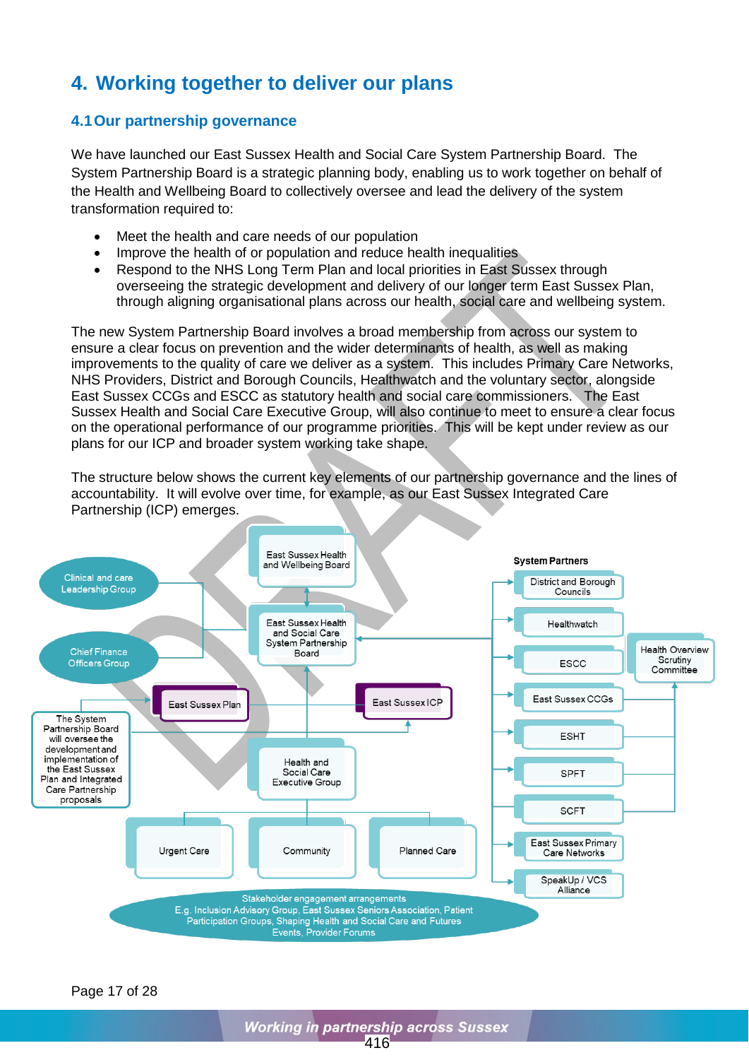# 4. Working together to deliver our plans

## 4.1 Our partnership governance

We have launched our East Sussex Health and Social Care System Partnership Board. The System Partnership Board is a strategic planning body, enabling us to work together on behalf of the Health and Wellbeing Board to collectively oversee and lead the delivery of the system transformation required to:

- Meet the health and care needs of our population
- Improve the health of or population and reduce health inequalities
- Respond to the NHS Long Term Plan and local priorities in East Sussex through overseeing the strategic development and delivery of our longer term East Sussex Plan, through aligning organisational plans across our health, social care and wellbeing system.

The new System Partnership Board involves a broad membership from across our system to ensure a clear focus on prevention and the wider determinants of health, as well as making improvements to the quality of care we deliver as a system. This includes Primary Care Networks, NHS Providers, District and Borough Councils, Healthwatch and the voluntary sector, alongside East Sussex CCGs and ESCC as statutory health and social care commissioners. The East Sussex Health and Social Care Executive Group, will also continue to meet to ensure a clear focus on the operational performance of our programme priorities. This will be kept under review as our plans for our ICP and broader system working take shape.

The structure below shows the current key elements of our partnership governance and the lines of accountability. It will evolve over time, for example, as our East Sussex Integrated Care Partnership (ICP) emerges.

- East Sussex Health and Wellbeing Board
  - East Sussex Health and Social Care System Partnership Board
    - Clinical and care Leadership Group
    - Chief Finance Officers Group
    - East Sussex Plan
    - East Sussex ICP
    - Health and Social Care Executive Group
      - Urgent Care
      - Community
      - Planned Care

The System Partnership Board will oversee the development and implementation of the East Sussex Plan and Integrated Care Partnership proposals

**System Partners**

- District and Borough Councils
- Healthwatch
- ESCC
- East Sussex CCGs
- ESHT
- SPFT
- SCFT
- East Sussex Primary Care Networks
- SpeakUp / VCS Alliance

Health Overview Scrutiny Committee

Stakeholder engagement arrangements
E.g. Inclusion Advisory Group, East Sussex Seniors Association, Patient Participation Groups, Shaping Health and Social Care and Futures Events, Provider Forums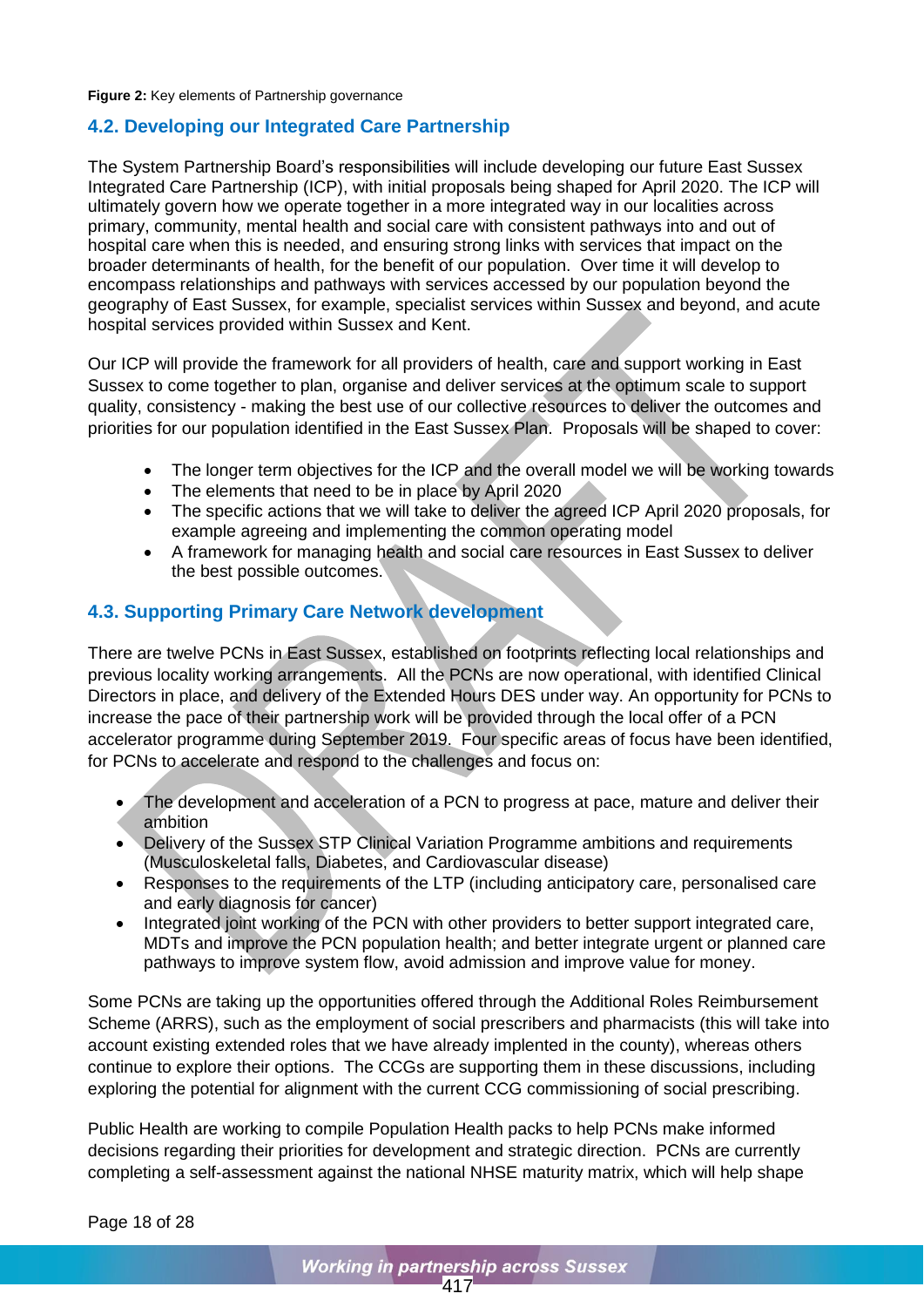**Figure 2:** Key elements of Partnership governance

## 4.2. Developing our Integrated Care Partnership

The System Partnership Board's responsibilities will include developing our future East Sussex Integrated Care Partnership (ICP), with initial proposals being shaped for April 2020. The ICP will ultimately govern how we operate together in a more integrated way in our localities across primary, community, mental health and social care with consistent pathways into and out of hospital care when this is needed, and ensuring strong links with services that impact on the broader determinants of health, for the benefit of our population. Over time it will develop to encompass relationships and pathways with services accessed by our population beyond the geography of East Sussex, for example, specialist services within Sussex and beyond, and acute hospital services provided within Sussex and Kent.

Our ICP will provide the framework for all providers of health, care and support working in East Sussex to come together to plan, organise and deliver services at the optimum scale to support quality, consistency - making the best use of our collective resources to deliver the outcomes and priorities for our population identified in the East Sussex Plan. Proposals will be shaped to cover:

- The longer term objectives for the ICP and the overall model we will be working towards
- The elements that need to be in place by April 2020
- The specific actions that we will take to deliver the agreed ICP April 2020 proposals, for example agreeing and implementing the common operating model
- A framework for managing health and social care resources in East Sussex to deliver the best possible outcomes.

## 4.3. Supporting Primary Care Network development

There are twelve PCNs in East Sussex, established on footprints reflecting local relationships and previous locality working arrangements. All the PCNs are now operational, with identified Clinical Directors in place, and delivery of the Extended Hours DES under way. An opportunity for PCNs to increase the pace of their partnership work will be provided through the local offer of a PCN accelerator programme during September 2019. Four specific areas of focus have been identified, for PCNs to accelerate and respond to the challenges and focus on:

- The development and acceleration of a PCN to progress at pace, mature and deliver their ambition
- Delivery of the Sussex STP Clinical Variation Programme ambitions and requirements (Musculoskeletal falls, Diabetes, and Cardiovascular disease)
- Responses to the requirements of the LTP (including anticipatory care, personalised care and early diagnosis for cancer)
- Integrated joint working of the PCN with other providers to better support integrated care, MDTs and improve the PCN population health; and better integrate urgent or planned care pathways to improve system flow, avoid admission and improve value for money.

Some PCNs are taking up the opportunities offered through the Additional Roles Reimbursement Scheme (ARRS), such as the employment of social prescribers and pharmacists (this will take into account existing extended roles that we have already implented in the county), whereas others continue to explore their options. The CCGs are supporting them in these discussions, including exploring the potential for alignment with the current CCG commissioning of social prescribing.

Public Health are working to compile Population Health packs to help PCNs make informed decisions regarding their priorities for development and strategic direction. PCNs are currently completing a self-assessment against the national NHSE maturity matrix, which will help shape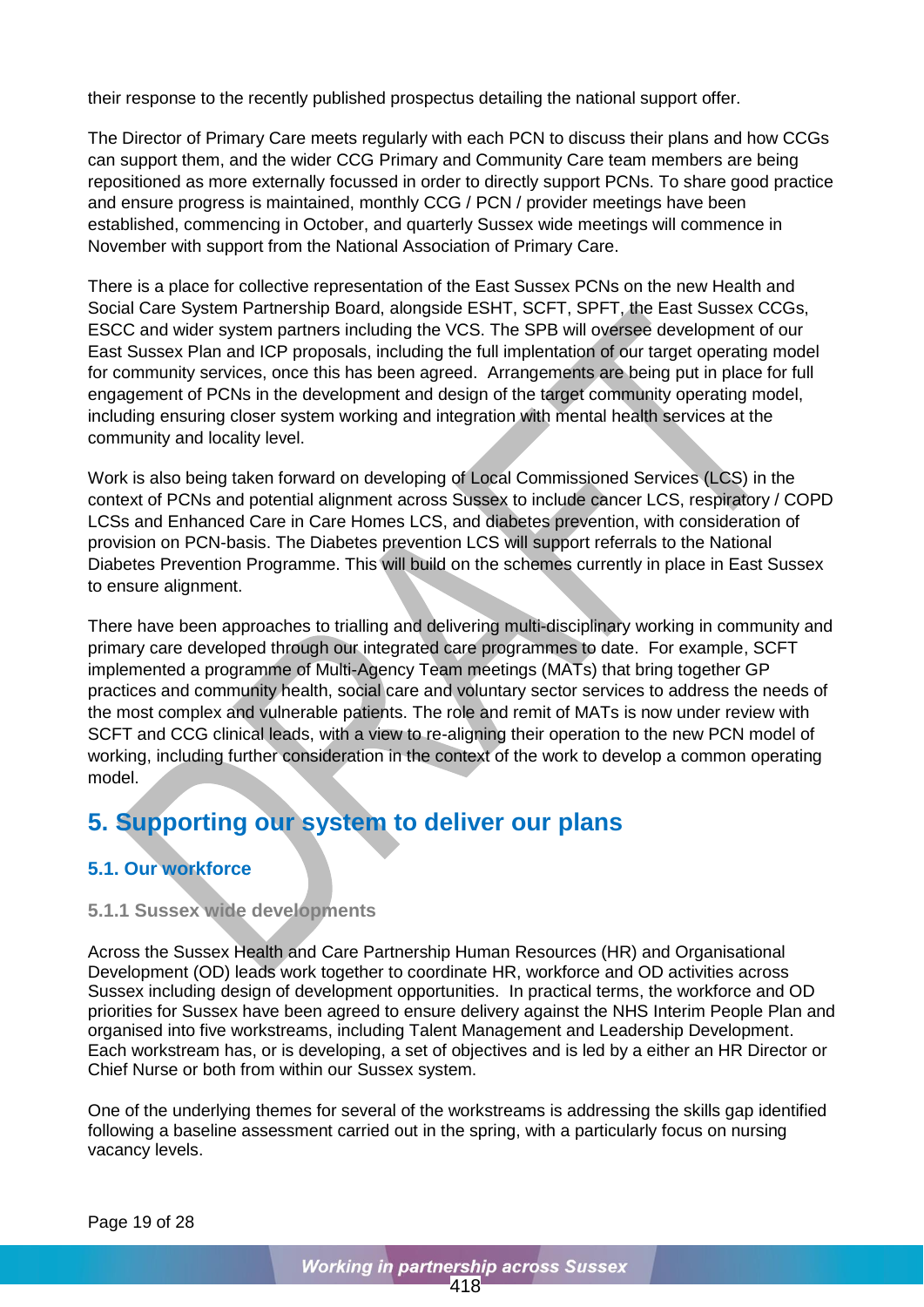their response to the recently published prospectus detailing the national support offer.

The Director of Primary Care meets regularly with each PCN to discuss their plans and how CCGs can support them, and the wider CCG Primary and Community Care team members are being repositioned as more externally focussed in order to directly support PCNs. To share good practice and ensure progress is maintained, monthly CCG / PCN / provider meetings have been established, commencing in October, and quarterly Sussex wide meetings will commence in November with support from the National Association of Primary Care.

There is a place for collective representation of the East Sussex PCNs on the new Health and Social Care System Partnership Board, alongside ESHT, SCFT, SPFT, the East Sussex CCGs, ESCC and wider system partners including the VCS. The SPB will oversee development of our East Sussex Plan and ICP proposals, including the full implentation of our target operating model for community services, once this has been agreed. Arrangements are being put in place for full engagement of PCNs in the development and design of the target community operating model, including ensuring closer system working and integration with mental health services at the community and locality level.

Work is also being taken forward on developing of Local Commissioned Services (LCS) in the context of PCNs and potential alignment across Sussex to include cancer LCS, respiratory / COPD LCSs and Enhanced Care in Care Homes LCS, and diabetes prevention, with consideration of provision on PCN-basis. The Diabetes prevention LCS will support referrals to the National Diabetes Prevention Programme. This will build on the schemes currently in place in East Sussex to ensure alignment.

There have been approaches to trialling and delivering multi-disciplinary working in community and primary care developed through our integrated care programmes to date. For example, SCFT implemented a programme of Multi-Agency Team meetings (MATs) that bring together GP practices and community health, social care and voluntary sector services to address the needs of the most complex and vulnerable patients. The role and remit of MATs is now under review with SCFT and CCG clinical leads, with a view to re-aligning their operation to the new PCN model of working, including further consideration in the context of the work to develop a common operating model.

## 5. Supporting our system to deliver our plans

### 5.1. Our workforce

#### 5.1.1 Sussex wide developments

Across the Sussex Health and Care Partnership Human Resources (HR) and Organisational Development (OD) leads work together to coordinate HR, workforce and OD activities across Sussex including design of development opportunities. In practical terms, the workforce and OD priorities for Sussex have been agreed to ensure delivery against the NHS Interim People Plan and organised into five workstreams, including Talent Management and Leadership Development. Each workstream has, or is developing, a set of objectives and is led by a either an HR Director or Chief Nurse or both from within our Sussex system.

One of the underlying themes for several of the workstreams is addressing the skills gap identified following a baseline assessment carried out in the spring, with a particularly focus on nursing vacancy levels.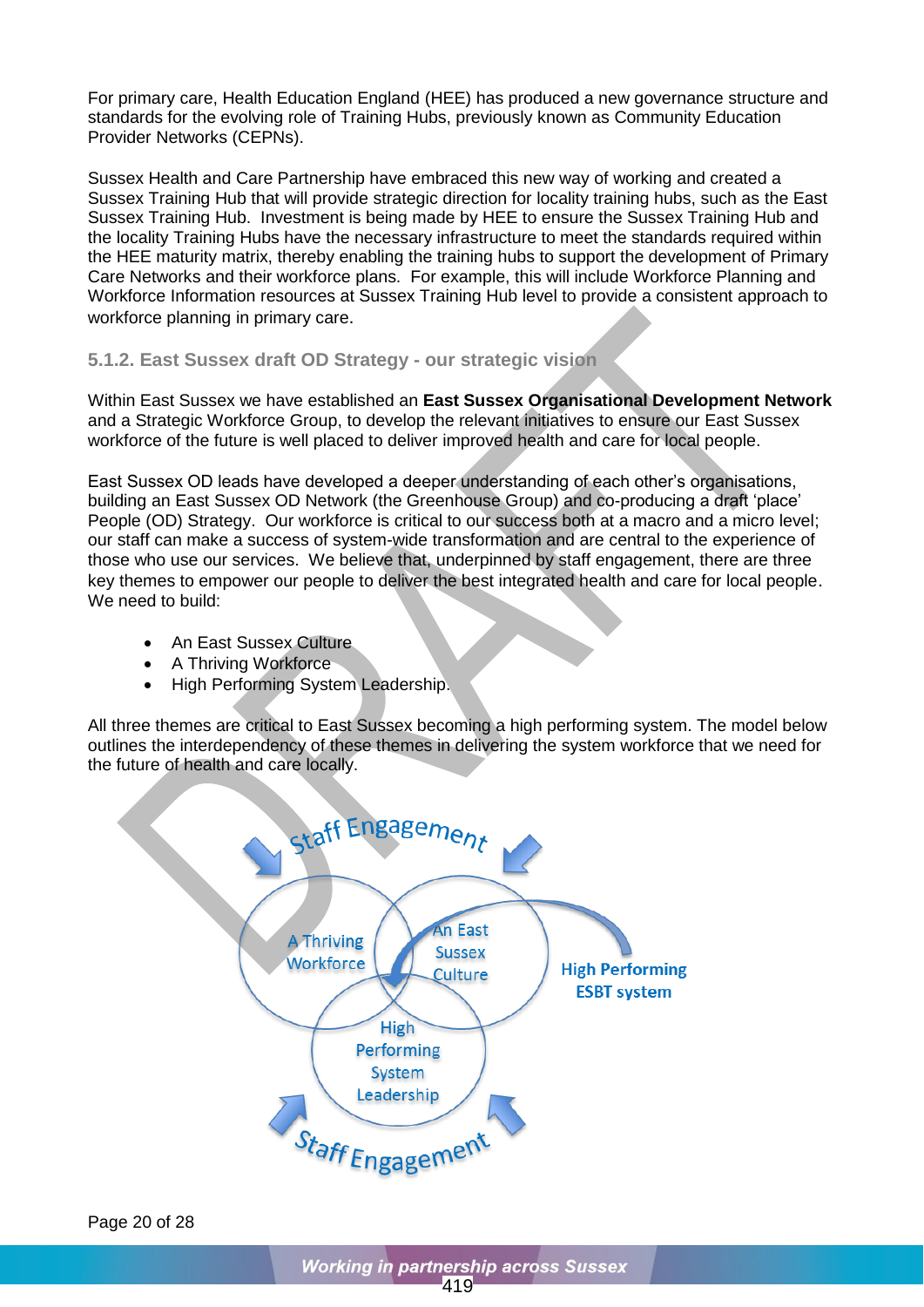For primary care, Health Education England (HEE) has produced a new governance structure and standards for the evolving role of Training Hubs, previously known as Community Education Provider Networks (CEPNs).

Sussex Health and Care Partnership have embraced this new way of working and created a Sussex Training Hub that will provide strategic direction for locality training hubs, such as the East Sussex Training Hub. Investment is being made by HEE to ensure the Sussex Training Hub and the locality Training Hubs have the necessary infrastructure to meet the standards required within the HEE maturity matrix, thereby enabling the training hubs to support the development of Primary Care Networks and their workforce plans. For example, this will include Workforce Planning and Workforce Information resources at Sussex Training Hub level to provide a consistent approach to workforce planning in primary care.

### 5.1.2. East Sussex draft OD Strategy - our strategic vision

Within East Sussex we have established an **East Sussex Organisational Development Network** and a Strategic Workforce Group, to develop the relevant initiatives to ensure our East Sussex workforce of the future is well placed to deliver improved health and care for local people.

East Sussex OD leads have developed a deeper understanding of each other's organisations, building an East Sussex OD Network (the Greenhouse Group) and co-producing a draft 'place' People (OD) Strategy. Our workforce is critical to our success both at a macro and a micro level; our staff can make a success of system-wide transformation and are central to the experience of those who use our services. We believe that, underpinned by staff engagement, there are three key themes to empower our people to deliver the best integrated health and care for local people. We need to build:

- An East Sussex Culture
- A Thriving Workforce
- High Performing System Leadership.

All three themes are critical to East Sussex becoming a high performing system. The model below outlines the interdependency of these themes in delivering the system workforce that we need for the future of health and care locally.

Staff Engagement

A Thriving Workforce | An East Sussex Culture | High Performing System Leadership

High Performing ESBT system

Staff Engagement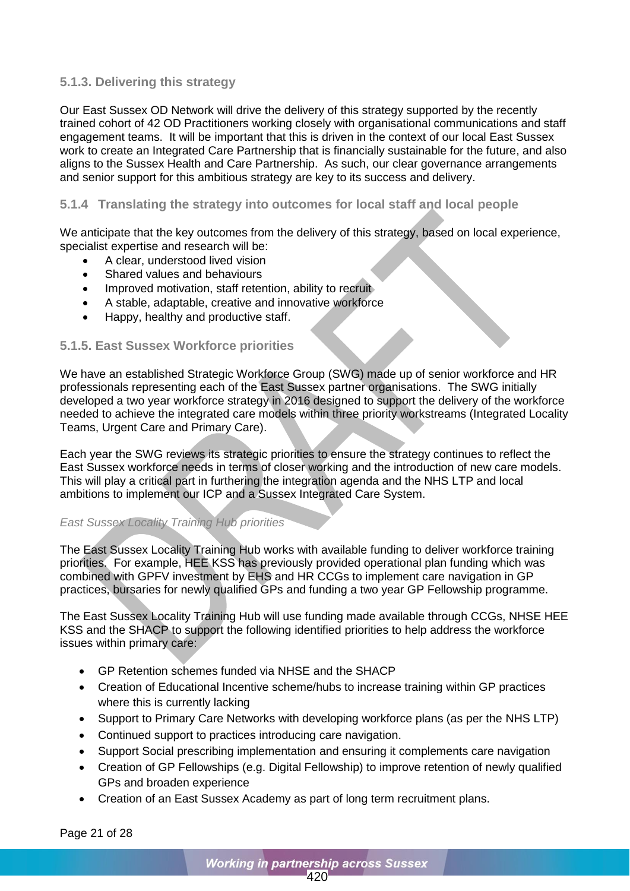### 5.1.3. Delivering this strategy

Our East Sussex OD Network will drive the delivery of this strategy supported by the recently trained cohort of 42 OD Practitioners working closely with organisational communications and staff engagement teams. It will be important that this is driven in the context of our local East Sussex work to create an Integrated Care Partnership that is financially sustainable for the future, and also aligns to the Sussex Health and Care Partnership. As such, our clear governance arrangements and senior support for this ambitious strategy are key to its success and delivery.

### 5.1.4 Translating the strategy into outcomes for local staff and local people

We anticipate that the key outcomes from the delivery of this strategy, based on local experience, specialist expertise and research will be:

- A clear, understood lived vision
- Shared values and behaviours
- Improved motivation, staff retention, ability to recruit
- A stable, adaptable, creative and innovative workforce
- Happy, healthy and productive staff.

### 5.1.5. East Sussex Workforce priorities

We have an established Strategic Workforce Group (SWG) made up of senior workforce and HR professionals representing each of the East Sussex partner organisations. The SWG initially developed a two year workforce strategy in 2016 designed to support the delivery of the workforce needed to achieve the integrated care models within three priority workstreams (Integrated Locality Teams, Urgent Care and Primary Care).

Each year the SWG reviews its strategic priorities to ensure the strategy continues to reflect the East Sussex workforce needs in terms of closer working and the introduction of new care models. This will play a critical part in furthering the integration agenda and the NHS LTP and local ambitions to implement our ICP and a Sussex Integrated Care System.

*East Sussex Locality Training Hub priorities*

The East Sussex Locality Training Hub works with available funding to deliver workforce training priorities. For example, HEE KSS has previously provided operational plan funding which was combined with GPFV investment by EHS and HR CCGs to implement care navigation in GP practices, bursaries for newly qualified GPs and funding a two year GP Fellowship programme.

The East Sussex Locality Training Hub will use funding made available through CCGs, NHSE HEE KSS and the SHACP to support the following identified priorities to help address the workforce issues within primary care:

- GP Retention schemes funded via NHSE and the SHACP
- Creation of Educational Incentive scheme/hubs to increase training within GP practices where this is currently lacking
- Support to Primary Care Networks with developing workforce plans (as per the NHS LTP)
- Continued support to practices introducing care navigation.
- Support Social prescribing implementation and ensuring it complements care navigation
- Creation of GP Fellowships (e.g. Digital Fellowship) to improve retention of newly qualified GPs and broaden experience
- Creation of an East Sussex Academy as part of long term recruitment plans.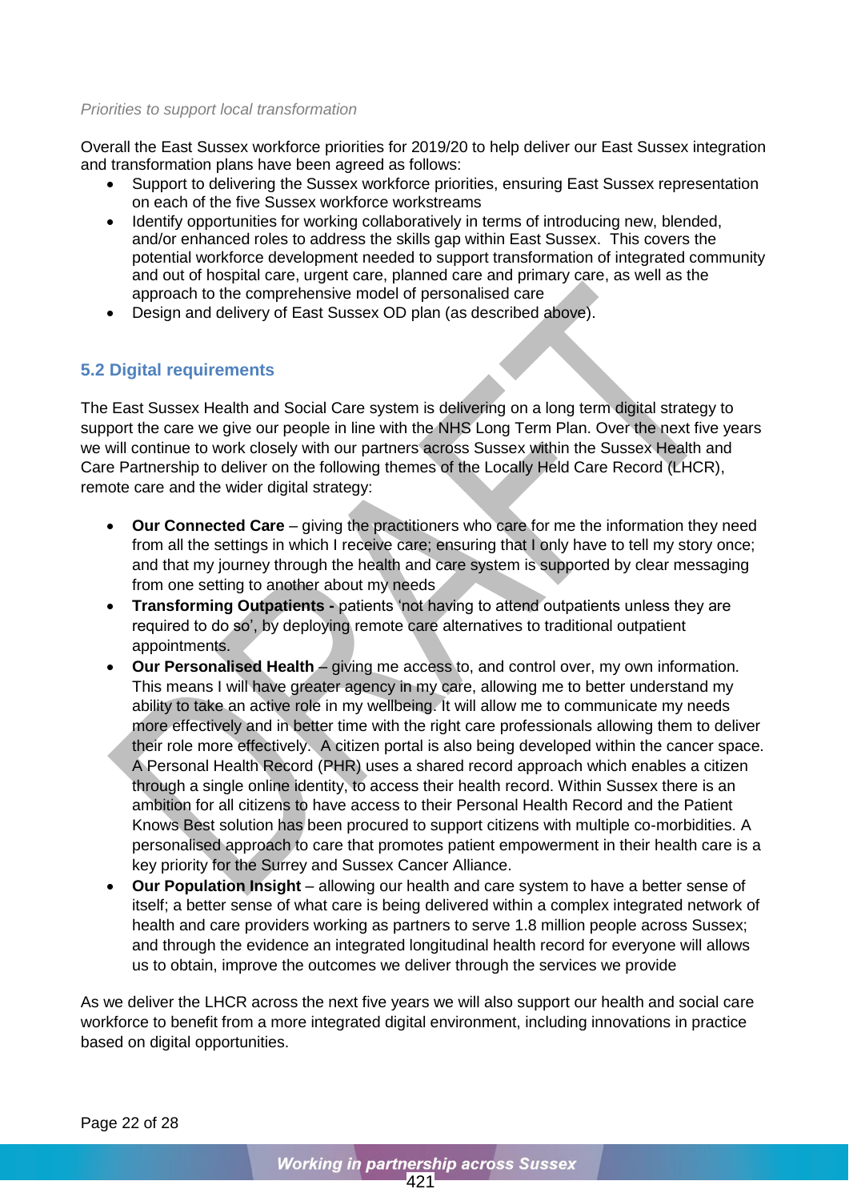*Priorities to support local transformation*

Overall the East Sussex workforce priorities for 2019/20 to help deliver our East Sussex integration and transformation plans have been agreed as follows:

- Support to delivering the Sussex workforce priorities, ensuring East Sussex representation on each of the five Sussex workforce workstreams
- Identify opportunities for working collaboratively in terms of introducing new, blended, and/or enhanced roles to address the skills gap within East Sussex. This covers the potential workforce development needed to support transformation of integrated community and out of hospital care, urgent care, planned care and primary care, as well as the approach to the comprehensive model of personalised care
- Design and delivery of East Sussex OD plan (as described above).

## 5.2 Digital requirements

The East Sussex Health and Social Care system is delivering on a long term digital strategy to support the care we give our people in line with the NHS Long Term Plan. Over the next five years we will continue to work closely with our partners across Sussex within the Sussex Health and Care Partnership to deliver on the following themes of the Locally Held Care Record (LHCR), remote care and the wider digital strategy:

- **Our Connected Care** – giving the practitioners who care for me the information they need from all the settings in which I receive care; ensuring that I only have to tell my story once; and that my journey through the health and care system is supported by clear messaging from one setting to another about my needs
- **Transforming Outpatients -** patients 'not having to attend outpatients unless they are required to do so', by deploying remote care alternatives to traditional outpatient appointments.
- **Our Personalised Health** – giving me access to, and control over, my own information. This means I will have greater agency in my care, allowing me to better understand my ability to take an active role in my wellbeing. It will allow me to communicate my needs more effectively and in better time with the right care professionals allowing them to deliver their role more effectively. A citizen portal is also being developed within the cancer space. A Personal Health Record (PHR) uses a shared record approach which enables a citizen through a single online identity, to access their health record. Within Sussex there is an ambition for all citizens to have access to their Personal Health Record and the Patient Knows Best solution has been procured to support citizens with multiple co-morbidities. A personalised approach to care that promotes patient empowerment in their health care is a key priority for the Surrey and Sussex Cancer Alliance.
- **Our Population Insight** – allowing our health and care system to have a better sense of itself; a better sense of what care is being delivered within a complex integrated network of health and care providers working as partners to serve 1.8 million people across Sussex; and through the evidence an integrated longitudinal health record for everyone will allows us to obtain, improve the outcomes we deliver through the services we provide

As we deliver the LHCR across the next five years we will also support our health and social care workforce to benefit from a more integrated digital environment, including innovations in practice based on digital opportunities.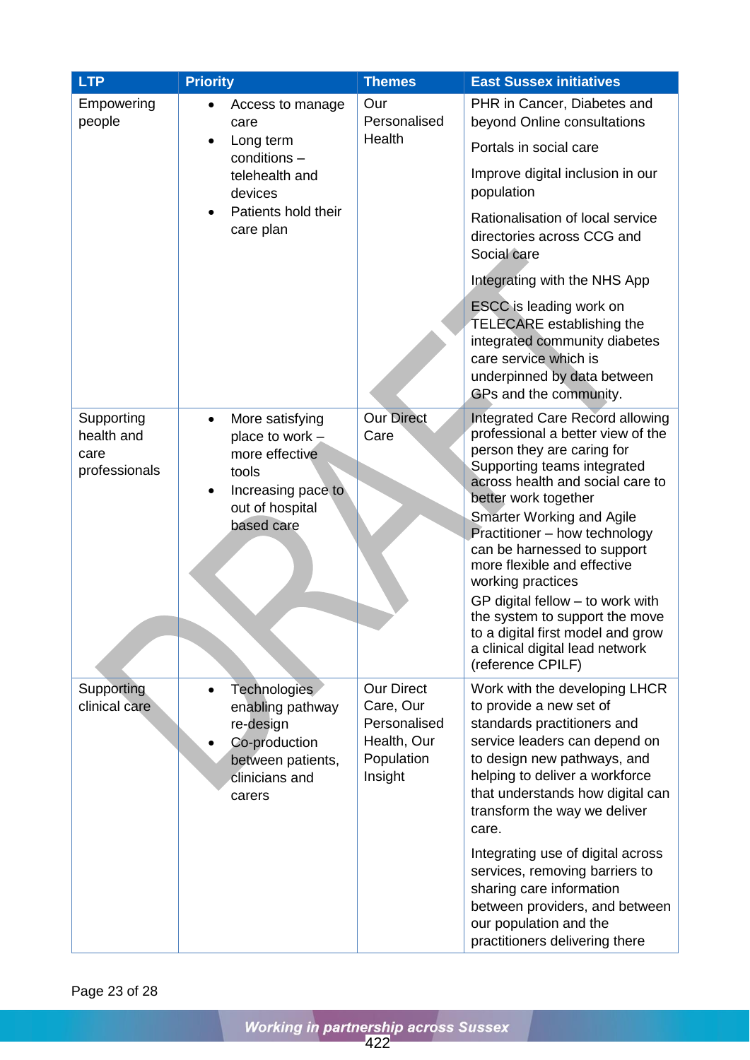| LTP | Priority | Themes | East Sussex initiatives |
|---|---|---|---|
| Empowering people | • Access to manage care<br>• Long term conditions – telehealth and devices<br>• Patients hold their care plan | Our Personalised Health | PHR in Cancer, Diabetes and beyond Online consultations<br><br>Portals in social care<br><br>Improve digital inclusion in our population<br><br>Rationalisation of local service directories across CCG and Social care<br><br>Integrating with the NHS App<br><br>ESCC is leading work on TELECARE establishing the integrated community diabetes care service which is underpinned by data between GPs and the community. |
| Supporting health and care professionals | • More satisfying place to work – more effective tools<br>• Increasing pace to out of hospital based care | Our Direct Care | Integrated Care Record allowing professional a better view of the person they are caring for Supporting teams integrated across health and social care to better work together<br>Smarter Working and Agile Practitioner – how technology can be harnessed to support more flexible and effective working practices<br><br>GP digital fellow – to work with the system to support the move to a digital first model and grow a clinical digital lead network (reference CPILF) |
| Supporting clinical care | • Technologies enabling pathway re-design<br>• Co-production between patients, clinicians and carers | Our Direct Care, Our Personalised Health, Our Population Insight | Work with the developing LHCR to provide a new set of standards practitioners and service leaders can depend on to design new pathways, and helping to deliver a workforce that understands how digital can transform the way we deliver care.<br><br>Integrating use of digital across services, removing barriers to sharing care information between providers, and between our population and the practitioners delivering there |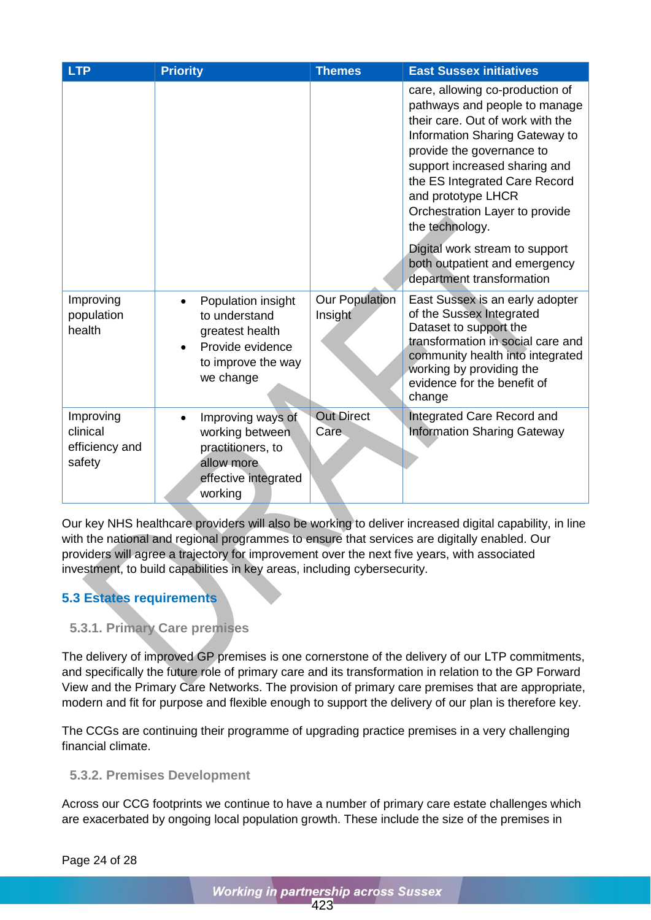| LTP | Priority | Themes | East Sussex initiatives |
|---|---|---|---|
| | | | care, allowing co-production of pathways and people to manage their care. Out of work with the Information Sharing Gateway to provide the governance to support increased sharing and the ES Integrated Care Record and prototype LHCR Orchestration Layer to provide the technology.<br><br>Digital work stream to support both outpatient and emergency department transformation |
| Improving population health | • Population insight to understand greatest health<br>• Provide evidence to improve the way we change | Our Population Insight | East Sussex is an early adopter of the Sussex Integrated Dataset to support the transformation in social care and community health into integrated working by providing the evidence for the benefit of change |
| Improving clinical efficiency and safety | • Improving ways of working between practitioners, to allow more effective integrated working | Out Direct Care | Integrated Care Record and Information Sharing Gateway |

Our key NHS healthcare providers will also be working to deliver increased digital capability, in line with the national and regional programmes to ensure that services are digitally enabled. Our providers will agree a trajectory for improvement over the next five years, with associated investment, to build capabilities in key areas, including cybersecurity.

## 5.3 Estates requirements

### 5.3.1. Primary Care premises

The delivery of improved GP premises is one cornerstone of the delivery of our LTP commitments, and specifically the future role of primary care and its transformation in relation to the GP Forward View and the Primary Care Networks. The provision of primary care premises that are appropriate, modern and fit for purpose and flexible enough to support the delivery of our plan is therefore key.

The CCGs are continuing their programme of upgrading practice premises in a very challenging financial climate.

### 5.3.2. Premises Development

Across our CCG footprints we continue to have a number of primary care estate challenges which are exacerbated by ongoing local population growth. These include the size of the premises in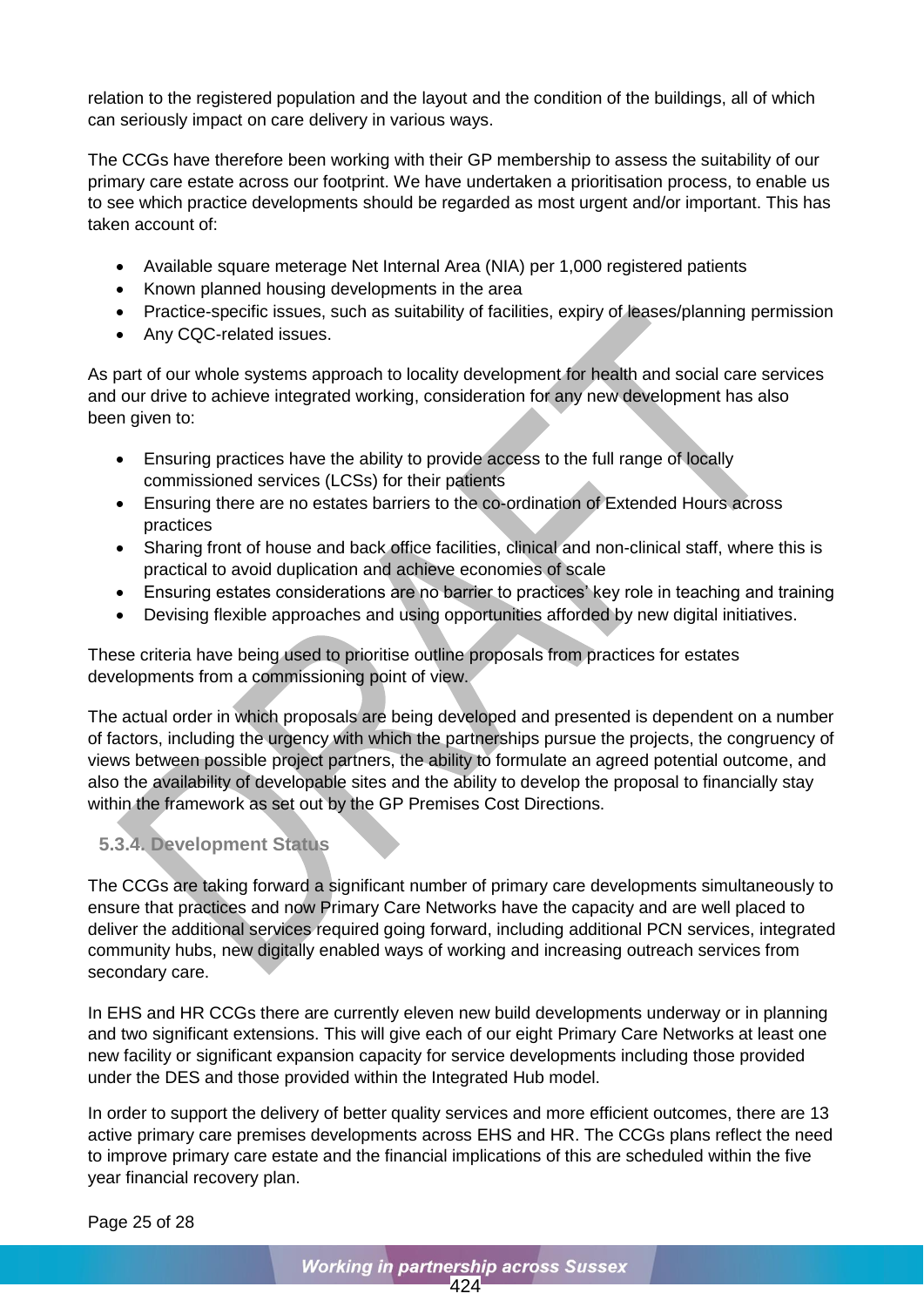relation to the registered population and the layout and the condition of the buildings, all of which can seriously impact on care delivery in various ways.

The CCGs have therefore been working with their GP membership to assess the suitability of our primary care estate across our footprint. We have undertaken a prioritisation process, to enable us to see which practice developments should be regarded as most urgent and/or important. This has taken account of:

- Available square meterage Net Internal Area (NIA) per 1,000 registered patients
- Known planned housing developments in the area
- Practice-specific issues, such as suitability of facilities, expiry of leases/planning permission
- Any CQC-related issues.

As part of our whole systems approach to locality development for health and social care services and our drive to achieve integrated working, consideration for any new development has also been given to:

- Ensuring practices have the ability to provide access to the full range of locally commissioned services (LCSs) for their patients
- Ensuring there are no estates barriers to the co-ordination of Extended Hours across practices
- Sharing front of house and back office facilities, clinical and non-clinical staff, where this is practical to avoid duplication and achieve economies of scale
- Ensuring estates considerations are no barrier to practices' key role in teaching and training
- Devising flexible approaches and using opportunities afforded by new digital initiatives.

These criteria have being used to prioritise outline proposals from practices for estates developments from a commissioning point of view.

The actual order in which proposals are being developed and presented is dependent on a number of factors, including the urgency with which the partnerships pursue the projects, the congruency of views between possible project partners, the ability to formulate an agreed potential outcome, and also the availability of developable sites and the ability to develop the proposal to financially stay within the framework as set out by the GP Premises Cost Directions.

### 5.3.4. Development Status

The CCGs are taking forward a significant number of primary care developments simultaneously to ensure that practices and now Primary Care Networks have the capacity and are well placed to deliver the additional services required going forward, including additional PCN services, integrated community hubs, new digitally enabled ways of working and increasing outreach services from secondary care.

In EHS and HR CCGs there are currently eleven new build developments underway or in planning and two significant extensions. This will give each of our eight Primary Care Networks at least one new facility or significant expansion capacity for service developments including those provided under the DES and those provided within the Integrated Hub model.

In order to support the delivery of better quality services and more efficient outcomes, there are 13 active primary care premises developments across EHS and HR. The CCGs plans reflect the need to improve primary care estate and the financial implications of this are scheduled within the five year financial recovery plan.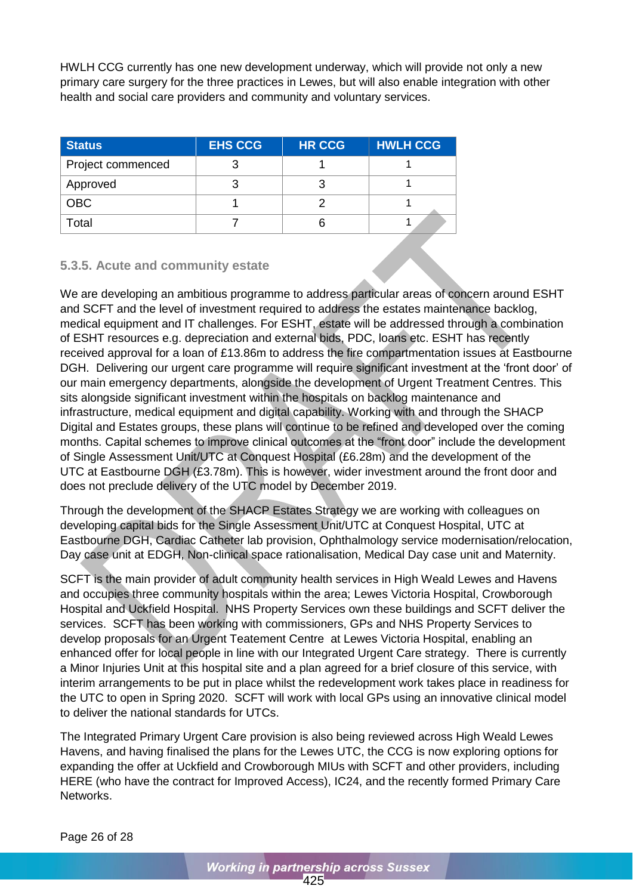HWLH CCG currently has one new development underway, which will provide not only a new primary care surgery for the three practices in Lewes, but will also enable integration with other health and social care providers and community and voluntary services.

| Status | EHS CCG | HR CCG | HWLH CCG |
|---|---|---|---|
| Project commenced | 3 | 1 | 1 |
| Approved | 3 | 3 | 1 |
| OBC | 1 | 2 | 1 |
| Total | 7 | 6 | 1 |

### 5.3.5. Acute and community estate

We are developing an ambitious programme to address particular areas of concern around ESHT and SCFT and the level of investment required to address the estates maintenance backlog, medical equipment and IT challenges. For ESHT, estate will be addressed through a combination of ESHT resources e.g. depreciation and external bids, PDC, loans etc. ESHT has recently received approval for a loan of £13.86m to address the fire compartmentation issues at Eastbourne DGH. Delivering our urgent care programme will require significant investment at the 'front door' of our main emergency departments, alongside the development of Urgent Treatment Centres. This sits alongside significant investment within the hospitals on backlog maintenance and infrastructure, medical equipment and digital capability. Working with and through the SHACP Digital and Estates groups, these plans will continue to be refined and developed over the coming months. Capital schemes to improve clinical outcomes at the "front door" include the development of Single Assessment Unit/UTC at Conquest Hospital (£6.28m) and the development of the UTC at Eastbourne DGH (£3.78m). This is however, wider investment around the front door and does not preclude delivery of the UTC model by December 2019.

Through the development of the SHACP Estates Strategy we are working with colleagues on developing capital bids for the Single Assessment Unit/UTC at Conquest Hospital, UTC at Eastbourne DGH, Cardiac Catheter lab provision, Ophthalmology service modernisation/relocation, Day case unit at EDGH, Non-clinical space rationalisation, Medical Day case unit and Maternity.

SCFT is the main provider of adult community health services in High Weald Lewes and Havens and occupies three community hospitals within the area; Lewes Victoria Hospital, Crowborough Hospital and Uckfield Hospital. NHS Property Services own these buildings and SCFT deliver the services. SCFT has been working with commissioners, GPs and NHS Property Services to develop proposals for an Urgent Teatement Centre at Lewes Victoria Hospital, enabling an enhanced offer for local people in line with our Integrated Urgent Care strategy. There is currently a Minor Injuries Unit at this hospital site and a plan agreed for a brief closure of this service, with interim arrangements to be put in place whilst the redevelopment work takes place in readiness for the UTC to open in Spring 2020. SCFT will work with local GPs using an innovative clinical model to deliver the national standards for UTCs.

The Integrated Primary Urgent Care provision is also being reviewed across High Weald Lewes Havens, and having finalised the plans for the Lewes UTC, the CCG is now exploring options for expanding the offer at Uckfield and Crowborough MIUs with SCFT and other providers, including HERE (who have the contract for Improved Access), IC24, and the recently formed Primary Care Networks.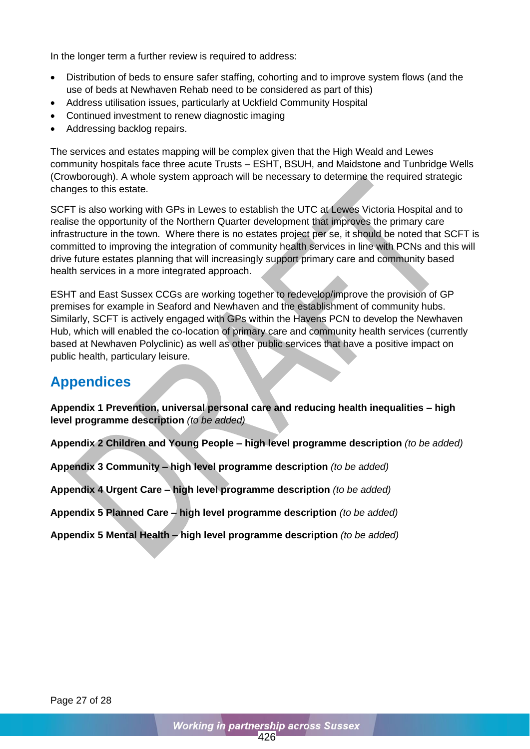In the longer term a further review is required to address:

- Distribution of beds to ensure safer staffing, cohorting and to improve system flows (and the use of beds at Newhaven Rehab need to be considered as part of this)
- Address utilisation issues, particularly at Uckfield Community Hospital
- Continued investment to renew diagnostic imaging
- Addressing backlog repairs.

The services and estates mapping will be complex given that the High Weald and Lewes community hospitals face three acute Trusts – ESHT, BSUH, and Maidstone and Tunbridge Wells (Crowborough). A whole system approach will be necessary to determine the required strategic changes to this estate.

SCFT is also working with GPs in Lewes to establish the UTC at Lewes Victoria Hospital and to realise the opportunity of the Northern Quarter development that improves the primary care infrastructure in the town. Where there is no estates project per se, it should be noted that SCFT is committed to improving the integration of community health services in line with PCNs and this will drive future estates planning that will increasingly support primary care and community based health services in a more integrated approach.

ESHT and East Sussex CCGs are working together to redevelop/improve the provision of GP premises for example in Seaford and Newhaven and the establishment of community hubs. Similarly, SCFT is actively engaged with GPs within the Havens PCN to develop the Newhaven Hub, which will enabled the co-location of primary care and community health services (currently based at Newhaven Polyclinic) as well as other public services that have a positive impact on public health, particulary leisure.

## Appendices

**Appendix 1 Prevention, universal personal care and reducing health inequalities – high level programme description** *(to be added)*

**Appendix 2 Children and Young People – high level programme description** *(to be added)*

**Appendix 3 Community – high level programme description** *(to be added)*

**Appendix 4 Urgent Care – high level programme description** *(to be added)*

**Appendix 5 Planned Care – high level programme description** *(to be added)*

**Appendix 5 Mental Health – high level programme description** *(to be added)*